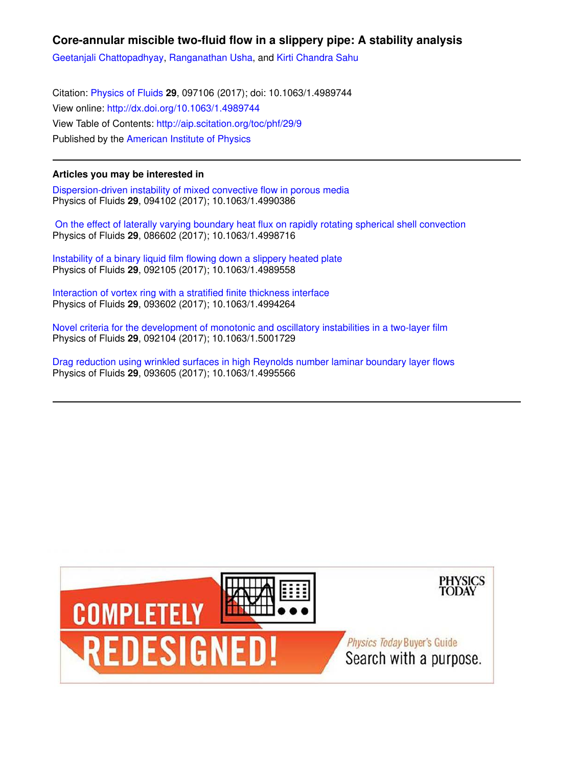# Core-annular miscible two-fluid flow in a slippery pipe: A stability analysis

Geetanjali Chattopadhyay, Ranganathan Usha, and Kirti Chandra Sahu

Citation: Physics of Fluids **29**, 097106 (2017); doi: 10.1063/1.4989744
View online: http://dx.doi.org/10.1063/1.4989744
View Table of Contents: http://aip.scitation.org/toc/phf/29/9
Published by the American Institute of Physics

---

## Articles you may be interested in

Dispersion-driven instability of mixed convective flow in porous media
Physics of Fluids **29**, 094102 (2017); 10.1063/1.4990386

On the effect of laterally varying boundary heat flux on rapidly rotating spherical shell convection
Physics of Fluids **29**, 086602 (2017); 10.1063/1.4998716

Instability of a binary liquid film flowing down a slippery heated plate
Physics of Fluids **29**, 092105 (2017); 10.1063/1.4989558

Interaction of vortex ring with a stratified finite thickness interface
Physics of Fluids **29**, 093602 (2017); 10.1063/1.4994264

Novel criteria for the development of monotonic and oscillatory instabilities in a two-layer film
Physics of Fluids **29**, 092104 (2017); 10.1063/1.5001729

Drag reduction using wrinkled surfaces in high Reynolds number laminar boundary layer flows
Physics of Fluids **29**, 093605 (2017); 10.1063/1.4995566

---

COMPLETELY REDESIGNED!

PHYSICS TODAY

Physics Today Buyer's Guide
Search with a purpose.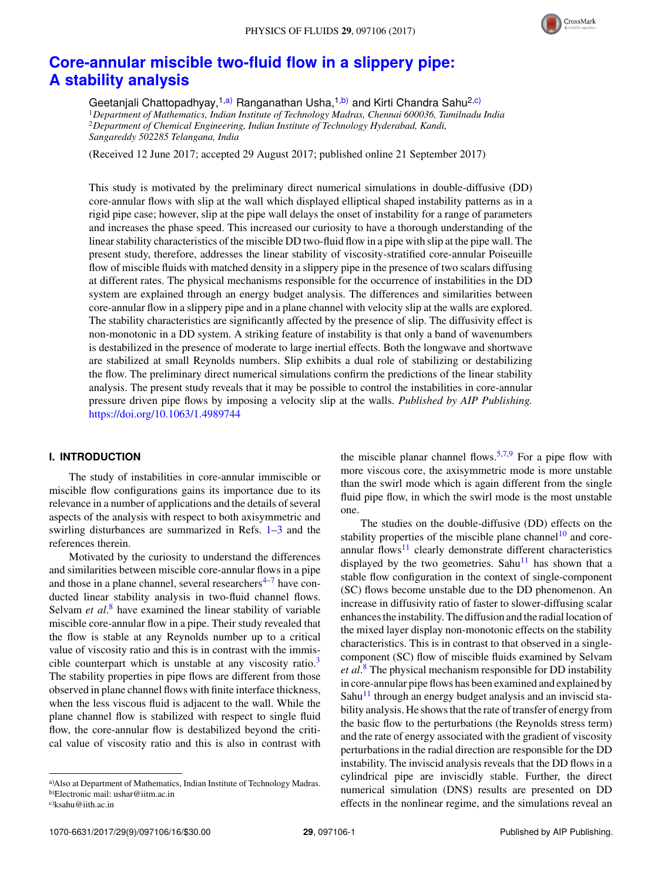# Core-annular miscible two-fluid flow in a slippery pipe: A stability analysis

Geetanjali Chattopadhyay,[1,a] Ranganathan Usha,[1,b] and Kirti Chandra Sahu[2,c]

[1]*Department of Mathematics, Indian Institute of Technology Madras, Chennai 600036, Tamilnadu India*

[2]*Department of Chemical Engineering, Indian Institute of Technology Hyderabad, Kandi, Sangareddy 502285 Telangana, India*

(Received 12 June 2017; accepted 29 August 2017; published online 21 September 2017)

This study is motivated by the preliminary direct numerical simulations in double-diffusive (DD) core-annular flows with slip at the wall which displayed elliptical shaped instability patterns as in a rigid pipe case; however, slip at the pipe wall delays the onset of instability for a range of parameters and increases the phase speed. This increased our curiosity to have a thorough understanding of the linear stability characteristics of the miscible DD two-fluid flow in a pipe with slip at the pipe wall. The present study, therefore, addresses the linear stability of viscosity-stratified core-annular Poiseuille flow of miscible fluids with matched density in a slippery pipe in the presence of two scalars diffusing at different rates. The physical mechanisms responsible for the occurrence of instabilities in the DD system are explained through an energy budget analysis. The differences and similarities between core-annular flow in a slippery pipe and in a plane channel with velocity slip at the walls are explored. The stability characteristics are significantly affected by the presence of slip. The diffusivity effect is non-monotonic in a DD system. A striking feature of instability is that only a band of wavenumbers is destabilized in the presence of moderate to large inertial effects. Both the longwave and shortwave are stabilized at small Reynolds numbers. Slip exhibits a dual role of stabilizing or destabilizing the flow. The preliminary direct numerical simulations confirm the predictions of the linear stability analysis. The present study reveals that it may be possible to control the instabilities in core-annular pressure driven pipe flows by imposing a velocity slip at the walls. *Published by AIP Publishing.* https://doi.org/10.1063/1.4989744

## I. INTRODUCTION

The study of instabilities in core-annular immiscible or miscible flow configurations gains its importance due to its relevance in a number of applications and the details of several aspects of the analysis with respect to both axisymmetric and swirling disturbances are summarized in Refs. 1–3 and the references therein.

Motivated by the curiosity to understand the differences and similarities between miscible core-annular flows in a pipe and those in a plane channel, several researchers[4–7] have conducted linear stability analysis in two-fluid channel flows. Selvam *et al*.[8] have examined the linear stability of variable miscible core-annular flow in a pipe. Their study revealed that the flow is stable at any Reynolds number up to a critical value of viscosity ratio and this is in contrast with the immiscible counterpart which is unstable at any viscosity ratio.[3] The stability properties in pipe flows are different from those observed in plane channel flows with finite interface thickness, when the less viscous fluid is adjacent to the wall. While the plane channel flow is stabilized with respect to single fluid flow, the core-annular flow is destabilized beyond the critical value of viscosity ratio and this is also in contrast with the miscible planar channel flows.[5,7,9] For a pipe flow with more viscous core, the axisymmetric mode is more unstable than the swirl mode which is again different from the single fluid pipe flow, in which the swirl mode is the most unstable one.

The studies on the double-diffusive (DD) effects on the stability properties of the miscible plane channel[10] and core-annular flows[11] clearly demonstrate different characteristics displayed by the two geometries. Sahu[11] has shown that a stable flow configuration in the context of single-component (SC) flows become unstable due to the DD phenomenon. An increase in diffusivity ratio of faster to slower-diffusing scalar enhances the instability. The diffusion and the radial location of the mixed layer display non-monotonic effects on the stability characteristics. This is in contrast to that observed in a single-component (SC) flow of miscible fluids examined by Selvam *et al*.[8] The physical mechanism responsible for DD instability in core-annular pipe flows has been examined and explained by Sahu[11] through an energy budget analysis and an inviscid stability analysis. He shows that the rate of transfer of energy from the basic flow to the perturbations (the Reynolds stress term) and the rate of energy associated with the gradient of viscosity perturbations in the radial direction are responsible for the DD instability. The inviscid analysis reveals that the DD flows in a cylindrical pipe are inviscidly stable. Further, the direct numerical simulation (DNS) results are presented on DD effects in the nonlinear regime, and the simulations reveal an

[a]Also at Department of Mathematics, Indian Institute of Technology Madras.
[b]Electronic mail: ushar@iitm.ac.in
[c]ksahu@iith.ac.in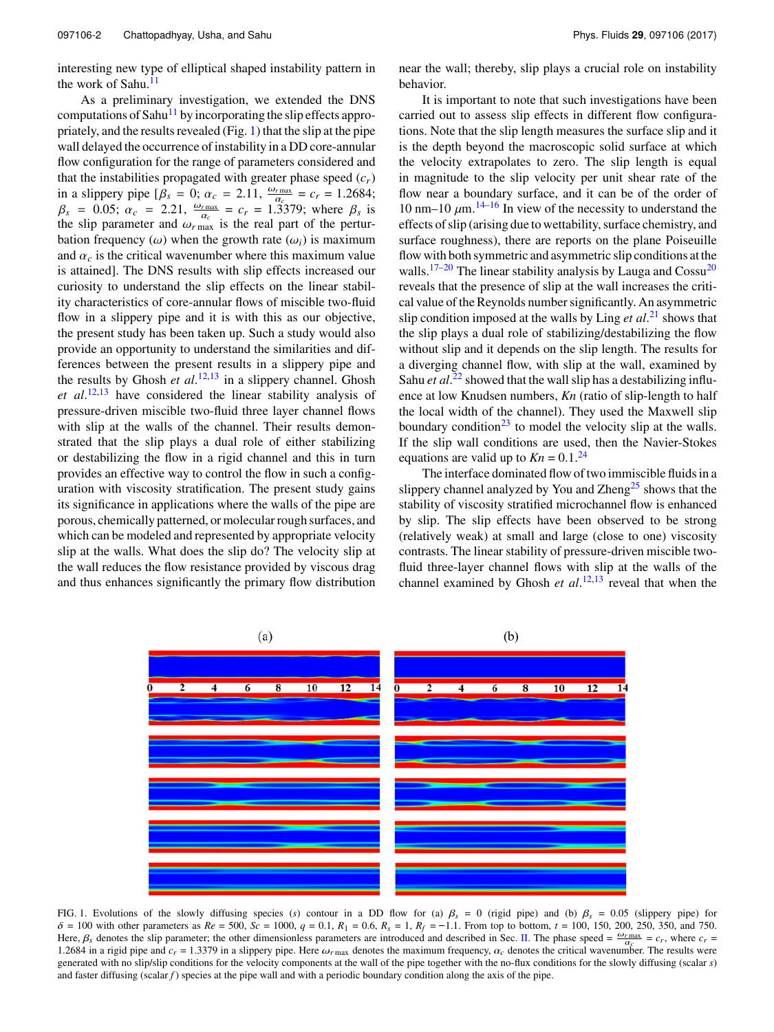interesting new type of elliptical shaped instability pattern in the work of Sahu.[11]

As a preliminary investigation, we extended the DNS computations of Sahu[11] by incorporating the slip effects appropriately, and the results revealed (Fig. 1) that the slip at the pipe wall delayed the occurrence of instability in a DD core-annular flow configuration for the range of parameters considered and that the instabilities propagated with greater phase speed ($c_r$) in a slippery pipe [$\beta_s = 0$; $\alpha_c = 2.11$, $\frac{\omega_{r\,\max}}{\alpha_c} = c_r = 1.2684$; $\beta_s = 0.05$; $\alpha_c = 2.21$, $\frac{\omega_{r\,\max}}{\alpha_c} = c_r = 1.3379$; where $\beta_s$ is the slip parameter and $\omega_{r\,\max}$ is the real part of the perturbation frequency ($\omega$) when the growth rate ($\omega_i$) is maximum and $\alpha_c$ is the critical wavenumber where this maximum value is attained]. The DNS results with slip effects increased our curiosity to understand the slip effects on the linear stability characteristics of core-annular flows of miscible two-fluid flow in a slippery pipe and it is with this as our objective, the present study has been taken up. Such a study would also provide an opportunity to understand the similarities and differences between the present results in a slippery pipe and the results by Ghosh *et al.*[12,13] in a slippery channel. Ghosh *et al.*[12,13] have considered the linear stability analysis of pressure-driven miscible two-fluid three layer channel flows with slip at the walls of the channel. Their results demonstrated that the slip plays a dual role of either stabilizing or destabilizing the flow in a rigid channel and this in turn provides an effective way to control the flow in such a configuration with viscosity stratification. The present study gains its significance in applications where the walls of the pipe are porous, chemically patterned, or molecular rough surfaces, and which can be modeled and represented by appropriate velocity slip at the walls. What does the slip do? The velocity slip at the wall reduces the flow resistance provided by viscous drag and thus enhances significantly the primary flow distribution near the wall; thereby, slip plays a crucial role on instability behavior.

It is important to note that such investigations have been carried out to assess slip effects in different flow configurations. Note that the slip length measures the surface slip and it is the depth beyond the macroscopic solid surface at which the velocity extrapolates to zero. The slip length is equal in magnitude to the slip velocity per unit shear rate of the flow near a boundary surface, and it can be of the order of 10 nm–10 $\mu$m.[14–16] In view of the necessity to understand the effects of slip (arising due to wettability, surface chemistry, and surface roughness), there are reports on the plane Poiseuille flow with both symmetric and asymmetric slip conditions at the walls.[17–20] The linear stability analysis by Lauga and Cossu[20] reveals that the presence of slip at the wall increases the critical value of the Reynolds number significantly. An asymmetric slip condition imposed at the walls by Ling *et al.*[21] shows that the slip plays a dual role of stabilizing/destabilizing the flow without slip and it depends on the slip length. The results for a diverging channel flow, with slip at the wall, examined by Sahu *et al.*[22] showed that the wall slip has a destabilizing influence at low Knudsen numbers, *Kn* (ratio of slip-length to half the local width of the channel). They used the Maxwell slip boundary condition[23] to model the velocity slip at the walls. If the slip wall conditions are used, then the Navier-Stokes equations are valid up to $Kn = 0.1$.[24]

The interface dominated flow of two immiscible fluids in a slippery channel analyzed by You and Zheng[25] shows that the stability of viscosity stratified microchannel flow is enhanced by slip. The slip effects have been observed to be strong (relatively weak) at small and large (close to one) viscosity contrasts. The linear stability of pressure-driven miscible two-fluid three-layer channel flows with slip at the walls of the channel examined by Ghosh *et al.*[12,13] reveal that when the

FIG. 1. Evolutions of the slowly diffusing species ($s$) contour in a DD flow for (a) $\beta_s = 0$ (rigid pipe) and (b) $\beta_s = 0.05$ (slippery pipe) for $\delta = 100$ with other parameters as $Re = 500$, $Sc = 1000$, $q = 0.1$, $R_1 = 0.6$, $R_s = 1$, $R_f = -1.1$. From top to bottom, $t = 100$, 150, 200, 250, 350, and 750. Here, $\beta_s$ denotes the slip parameter; the other dimensionless parameters are introduced and described in Sec. II. The phase speed $= \frac{\omega_{r\,\max}}{\alpha_c} = c_r$, where $c_r = 1.2684$ in a rigid pipe and $c_r = 1.3379$ in a slippery pipe. Here $\omega_{r\,\max}$ denotes the maximum frequency, $\alpha_c$ denotes the critical wavenumber. The results were generated with no slip/slip conditions for the velocity components at the wall of the pipe together with the no-flux conditions for the slowly diffusing (scalar $s$) and faster diffusing (scalar $f$) species at the pipe wall and with a periodic boundary condition along the axis of the pipe.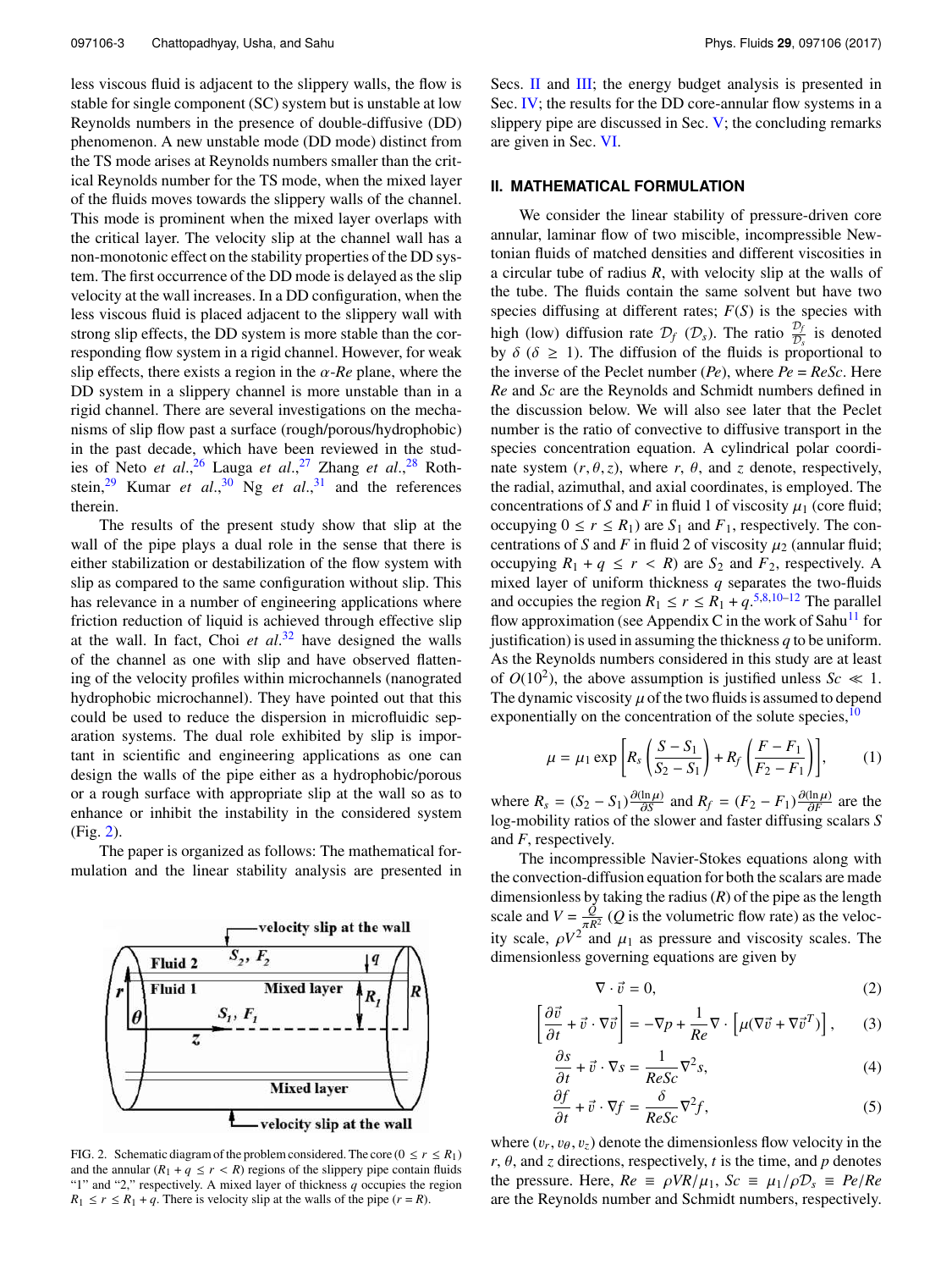less viscous fluid is adjacent to the slippery walls, the flow is stable for single component (SC) system but is unstable at low Reynolds numbers in the presence of double-diffusive (DD) phenomenon. A new unstable mode (DD mode) distinct from the TS mode arises at Reynolds numbers smaller than the critical Reynolds number for the TS mode, when the mixed layer of the fluids moves towards the slippery walls of the channel. This mode is prominent when the mixed layer overlaps with the critical layer. The velocity slip at the channel wall has a non-monotonic effect on the stability properties of the DD system. The first occurrence of the DD mode is delayed as the slip velocity at the wall increases. In a DD configuration, when the less viscous fluid is placed adjacent to the slippery wall with strong slip effects, the DD system is more stable than the corresponding flow system in a rigid channel. However, for weak slip effects, there exists a region in the $\alpha$-$Re$ plane, where the DD system in a slippery channel is more unstable than in a rigid channel. There are several investigations on the mechanisms of slip flow past a surface (rough/porous/hydrophobic) in the past decade, which have been reviewed in the studies of Neto *et al.*,[26] Lauga *et al.*,[27] Zhang *et al.*,[28] Rothstein,[29] Kumar *et al.*,[30] Ng *et al.*,[31] and the references therein.

The results of the present study show that slip at the wall of the pipe plays a dual role in the sense that there is either stabilization or destabilization of the flow system with slip as compared to the same configuration without slip. This has relevance in a number of engineering applications where friction reduction of liquid is achieved through effective slip at the wall. In fact, Choi *et al.*[32] have designed the walls of the channel as one with slip and have observed flattening of the velocity profiles within microchannels (nanograted hydrophobic microchannel). They have pointed out that this could be used to reduce the dispersion in microfluidic separation systems. The dual role exhibited by slip is important in scientific and engineering applications as one can design the walls of the pipe either as a hydrophobic/porous or a rough surface with appropriate slip at the wall so as to enhance or inhibit the instability in the considered system (Fig. 2).

The paper is organized as follows: The mathematical formulation and the linear stability analysis are presented in Secs. II and III; the energy budget analysis is presented in Sec. IV; the results for the DD core-annular flow systems in a slippery pipe are discussed in Sec. V; the concluding remarks are given in Sec. VI.

FIG. 2. Schematic diagram of the problem considered. The core ($0 \leq r \leq R_1$) and the annular ($R_1 + q \leq r < R$) regions of the slippery pipe contain fluids "1" and "2," respectively. A mixed layer of thickness $q$ occupies the region $R_1 \leq r \leq R_1 + q$. There is velocity slip at the walls of the pipe ($r = R$).

## II. MATHEMATICAL FORMULATION

We consider the linear stability of pressure-driven core annular, laminar flow of two miscible, incompressible Newtonian fluids of matched densities and different viscosities in a circular tube of radius $R$, with velocity slip at the walls of the tube. The fluids contain the same solvent but have two species diffusing at different rates; $F(S)$ is the species with high (low) diffusion rate $\mathcal{D}_f$ ($\mathcal{D}_s$). The ratio $\frac{\mathcal{D}_f}{\mathcal{D}_s}$ is denoted by $\delta$ ($\delta \geq 1$). The diffusion of the fluids is proportional to the inverse of the Peclet number ($Pe$), where $Pe = ReSc$. Here $Re$ and $Sc$ are the Reynolds and Schmidt numbers defined in the discussion below. We will also see later that the Peclet number is the ratio of convective to diffusive transport in the species concentration equation. A cylindrical polar coordinate system $(r, \theta, z)$, where $r$, $\theta$, and $z$ denote, respectively, the radial, azimuthal, and axial coordinates, is employed. The concentrations of $S$ and $F$ in fluid 1 of viscosity $\mu_1$ (core fluid; occupying $0 \leq r \leq R_1$) are $S_1$ and $F_1$, respectively. The concentrations of $S$ and $F$ in fluid 2 of viscosity $\mu_2$ (annular fluid; occupying $R_1 + q \leq r < R$) are $S_2$ and $F_2$, respectively. A mixed layer of uniform thickness $q$ separates the two-fluids and occupies the region $R_1 \leq r \leq R_1 + q$.[5,8,10–12] The parallel flow approximation (see Appendix C in the work of Sahu[11] for justification) is used in assuming the thickness $q$ to be uniform. As the Reynolds numbers considered in this study are at least of $O(10^2)$, the above assumption is justified unless $Sc \ll 1$. The dynamic viscosity $\mu$ of the two fluids is assumed to depend exponentially on the concentration of the solute species,[10]

$$\mu = \mu_1 \exp\left[ R_s \left( \frac{S - S_1}{S_2 - S_1} \right) + R_f \left( \frac{F - F_1}{F_2 - F_1} \right) \right], \tag{1}$$

where $R_s = (S_2 - S_1)\frac{\partial(\ln \mu)}{\partial S}$ and $R_f = (F_2 - F_1)\frac{\partial(\ln \mu)}{\partial F}$ are the log-mobility ratios of the slower and faster diffusing scalars $S$ and $F$, respectively.

The incompressible Navier-Stokes equations along with the convection-diffusion equation for both the scalars are made dimensionless by taking the radius ($R$) of the pipe as the length scale and $V = \frac{Q}{\pi R^2}$ ($Q$ is the volumetric flow rate) as the velocity scale, $\rho V^2$ and $\mu_1$ as pressure and viscosity scales. The dimensionless governing equations are given by

$$\nabla \cdot \vec{v} = 0, \tag{2}$$

$$\left[ \frac{\partial \vec{v}}{\partial t} + \vec{v} \cdot \nabla \vec{v} \right] = -\nabla p + \frac{1}{Re} \nabla \cdot \left[ \mu (\nabla \vec{v} + \nabla \vec{v}^T) \right], \tag{3}$$

$$\frac{\partial s}{\partial t} + \vec{v} \cdot \nabla s = \frac{1}{ReSc} \nabla^2 s, \tag{4}$$

$$\frac{\partial f}{\partial t} + \vec{v} \cdot \nabla f = \frac{\delta}{ReSc} \nabla^2 f, \tag{5}$$

where $(v_r, v_\theta, v_z)$ denote the dimensionless flow velocity in the $r$, $\theta$, and $z$ directions, respectively, $t$ is the time, and $p$ denotes the pressure. Here, $Re \equiv \rho V R/\mu_1$, $Sc \equiv \mu_1/\rho \mathcal{D}_s \equiv Pe/Re$ are the Reynolds number and Schmidt numbers, respectively.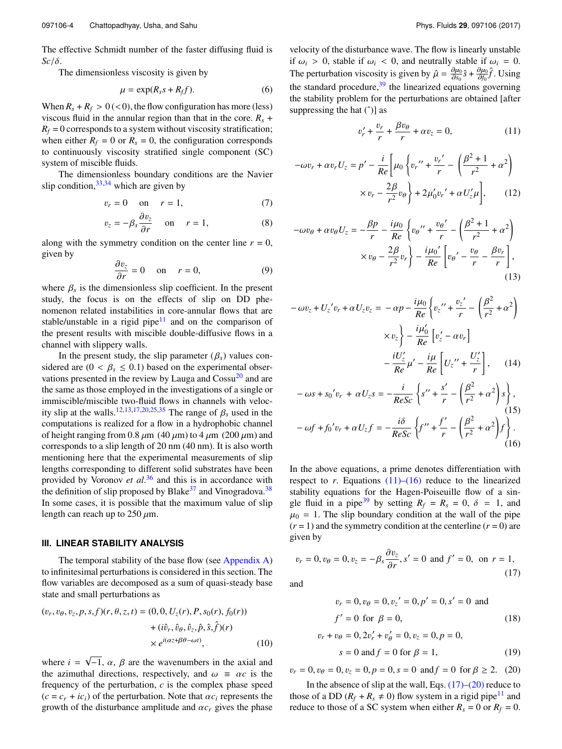The effective Schmidt number of the faster diffusing fluid is $Sc/\delta$.

The dimensionless viscosity is given by

$$\mu = \exp(R_s s + R_f f). \tag{6}$$

When $R_s + R_f > 0\,(<0)$, the flow configuration has more (less) viscous fluid in the annular region than that in the core. $R_s + R_f = 0$ corresponds to a system without viscosity stratification; when either $R_f = 0$ or $R_s = 0$, the configuration corresponds to continuously viscosity stratified single component (SC) system of miscible fluids.

The dimensionless boundary conditions are the Navier slip condition,[33,34] which are given by

$$v_r = 0 \quad \text{on} \quad r = 1, \tag{7}$$

$$v_z = -\beta_s \frac{\partial v_z}{\partial r} \quad \text{on} \quad r = 1, \tag{8}$$

along with the symmetry condition on the center line $r = 0$, given by

$$\frac{\partial v_z}{\partial r} = 0 \quad \text{on} \quad r = 0, \tag{9}$$

where $\beta_s$ is the dimensionless slip coefficient. In the present study, the focus is on the effects of slip on DD phenomenon related instabilities in core-annular flows that are stable/unstable in a rigid pipe[11] and on the comparison of the present results with miscible double-diffusive flows in a channel with slippery walls.

In the present study, the slip parameter ($\beta_s$) values considered are ($0 < \beta_s \leq 0.1$) based on the experimental observations presented in the review by Lauga and Cossu[20] and are the same as those employed in the investigations of a single or immiscible/miscible two-fluid flows in channels with velocity slip at the walls.[12,13,17,20,25,35] The range of $\beta_s$ used in the computations is realized for a flow in a hydrophobic channel of height ranging from 0.8 $\mu$m (40 $\mu$m) to 4 $\mu$m (200 $\mu$m) and corresponds to a slip length of 20 nm (40 nm). It is also worth mentioning here that the experimental measurements of slip lengths corresponding to different solid substrates have been provided by Voronov *et al.*[36] and this is in accordance with the definition of slip proposed by Blake[37] and Vinogradova.[38] In some cases, it is possible that the maximum value of slip length can reach up to 250 $\mu$m.

## III. LINEAR STABILITY ANALYSIS

The temporal stability of the base flow (see Appendix A) to infinitesimal perturbations is considered in this section. The flow variables are decomposed as a sum of quasi-steady base state and small perturbations as

$$\begin{aligned}(v_r, v_\theta, v_z, p, s, f)(r, \theta, z, t) = {} & (0, 0, U_z(r), P, s_0(r), f_0(r)) \\ & + (i\hat{v}_r, \hat{v}_\theta, \hat{v}_z, \hat{p}, \hat{s}, \hat{f})(r) \\ & \times e^{i(\alpha z + \beta\theta - \omega t)},\end{aligned} \tag{10}$$

where $i = \sqrt{-1}$, $\alpha$, $\beta$ are the wavenumbers in the axial and the azimuthal directions, respectively, and $\omega \equiv \alpha c$ is the frequency of the perturbation, $c$ is the complex phase speed ($c = c_r + ic_i$) of the perturbation. Note that $\alpha c_i$ represents the growth of the disturbance amplitude and $\alpha c_r$ gives the phase velocity of the disturbance wave. The flow is linearly unstable if $\omega_i > 0$, stable if $\omega_i < 0$, and neutrally stable if $\omega_i = 0$. The perturbation viscosity is given by $\hat{\mu} = \frac{\partial \mu_0}{\partial s_0}\hat{s} + \frac{\partial \mu_0}{\partial f_0}\hat{f}$. Using the standard procedure,[39] the linearized equations governing the stability problem for the perturbations are obtained [after suppressing the hat (ˆ)] as

$$v_r' + \frac{v_r}{r} + \frac{\beta v_\theta}{r} + \alpha v_z = 0, \tag{11}$$

$$\begin{aligned}-\omega v_r + \alpha v_r U_z = p' - \frac{i}{Re}\Bigg[\mu_0 \Bigg\{ v_r'' + \frac{v_r'}{r} - \left(\frac{\beta^2 + 1}{r^2} + \alpha^2\right) \\ \times v_r - \frac{2\beta}{r^2} v_\theta \Bigg\} + 2\mu_0' v_r' + \alpha U_z' \mu\Bigg],\end{aligned} \tag{12}$$

$$\begin{aligned}-\omega v_\theta + \alpha v_\theta U_z = -\frac{\beta p}{r} - \frac{i\mu_0}{Re}\Bigg\{ v_\theta'' + \frac{v_\theta'}{r} - \left(\frac{\beta^2 + 1}{r^2} + \alpha^2\right) \\ \times v_\theta - \frac{2\beta}{r^2} v_r \Bigg\} - \frac{i\mu_0'}{Re}\left[v_\theta' - \frac{v_\theta}{r} - \frac{\beta v_r}{r}\right],\end{aligned} \tag{13}$$

$$\begin{aligned}-\omega v_z + U_z' v_r + \alpha U_z v_z = {} & -\alpha p - \frac{i\mu_0}{Re}\Bigg\{ v_z'' + \frac{v_z'}{r} - \left(\frac{\beta^2}{r^2} + \alpha^2\right) \\ & \times v_z \Bigg\} - \frac{i\mu_0'}{Re}\left[v_z' - \alpha v_r\right] \\ & - \frac{iU_z'}{Re}\mu' - \frac{i\mu}{Re}\left[U_z'' + \frac{U_z'}{r}\right],\end{aligned} \tag{14}$$

$$-\omega s + s_0' v_r + \alpha U_z s = -\frac{i}{ReSc}\left\{ s'' + \frac{s'}{r} - \left(\frac{\beta^2}{r^2} + \alpha^2\right) s\right\}, \tag{15}$$

$$-\omega f + f_0' v_r + \alpha U_z f = -\frac{i\delta}{ReSc}\left\{ f'' + \frac{f'}{r} - \left(\frac{\beta^2}{r^2} + \alpha^2\right) f\right\}. \tag{16}$$

In the above equations, a prime denotes differentiation with respect to $r$. Equations (11)–(16) reduce to the linearized stability equations for the Hagen-Poiseuille flow of a single fluid in a pipe[39] by setting $R_f = R_s = 0$, $\delta = 1$, and $\mu_0 = 1$. The slip boundary condition at the wall of the pipe ($r = 1$) and the symmetry condition at the centerline ($r = 0$) are given by

$$v_r = 0, v_\theta = 0, v_z = -\beta_s \frac{\partial v_z}{\partial r}, s' = 0 \text{ and } f' = 0, \text{ on } r = 1, \tag{17}$$

and

$$\begin{aligned} & v_r = 0, v_\theta = 0, v_z' = 0, p' = 0, s' = 0 \text{ and} \\ & f' = 0 \text{ for } \beta = 0, \end{aligned} \tag{18}$$

$$\begin{aligned} & v_r + v_\theta = 0, 2v_r' + v_\theta' = 0, v_z = 0, p = 0, \\ & s = 0 \text{ and } f = 0 \text{ for } \beta = 1, \end{aligned} \tag{19}$$

$$v_r = 0, v_\theta = 0, v_z = 0, p = 0, s = 0 \text{ and } f = 0 \text{ for } \beta \geq 2. \tag{20}$$

In the absence of slip at the wall, Eqs. (17)–(20) reduce to those of a DD ($R_f + R_s \neq 0$) flow system in a rigid pipe[11] and reduce to those of a SC system when either $R_s = 0$ or $R_f = 0$.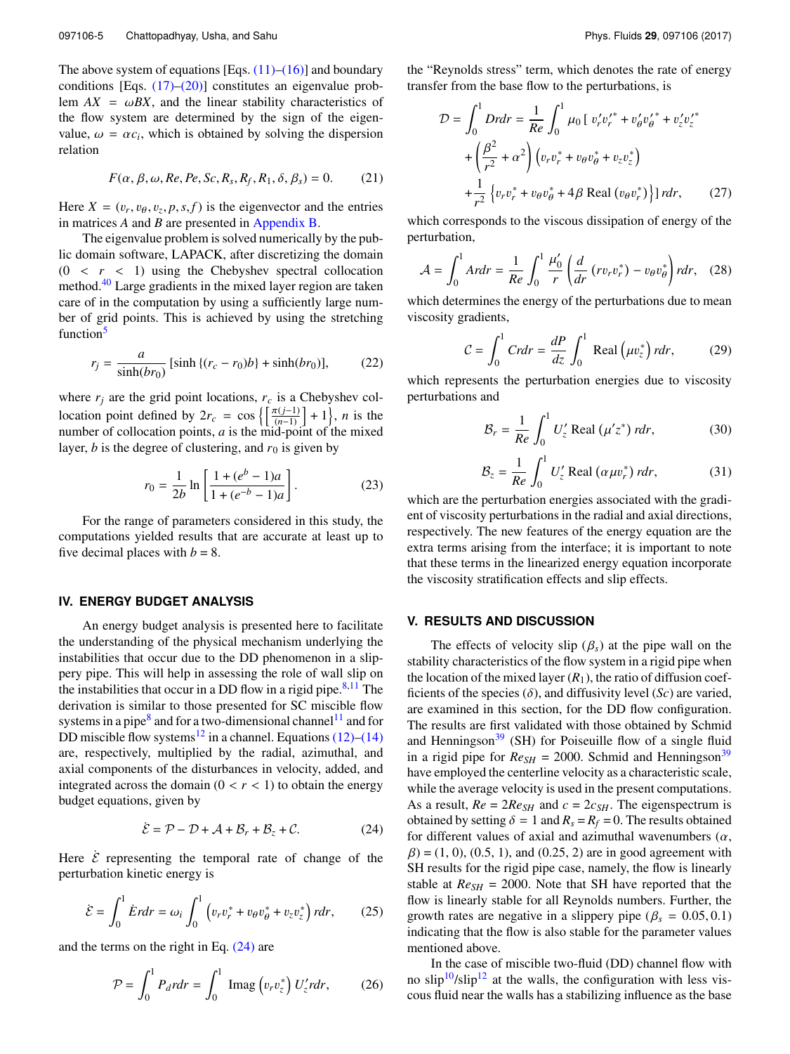The above system of equations [Eqs. (11)–(16)] and boundary conditions [Eqs. (17)–(20)] constitutes an eigenvalue problem $AX = \omega BX$, and the linear stability characteristics of the flow system are determined by the sign of the eigenvalue, $\omega = \alpha c_i$, which is obtained by solving the dispersion relation

$$F(\alpha, \beta, \omega, Re, Pe, Sc, R_s, R_f, R_1, \delta, \beta_s) = 0. \tag{21}$$

Here $X = (v_r, v_\theta, v_z, p, s, f)$ is the eigenvector and the entries in matrices $A$ and $B$ are presented in Appendix B.

The eigenvalue problem is solved numerically by the public domain software, LAPACK, after discretizing the domain ($0 < r < 1$) using the Chebyshev spectral collocation method.[40] Large gradients in the mixed layer region are taken care of in the computation by using a sufficiently large number of grid points. This is achieved by using the stretching function[5]

$$r_j = \frac{a}{\sinh(br_0)}\left[\sinh\{(r_c - r_0)b\} + \sinh(br_0)\right], \tag{22}$$

where $r_j$ are the grid point locations, $r_c$ is a Chebyshev collocation point defined by $2r_c = \cos\left\{\left[\frac{\pi(j-1)}{(n-1)}\right] + 1\right\}$, $n$ is the number of collocation points, $a$ is the mid-point of the mixed layer, $b$ is the degree of clustering, and $r_0$ is given by

$$r_0 = \frac{1}{2b}\ln\left[\frac{1 + (e^b - 1)a}{1 + (e^{-b} - 1)a}\right]. \tag{23}$$

For the range of parameters considered in this study, the computations yielded results that are accurate at least up to five decimal places with $b = 8$.

## IV. ENERGY BUDGET ANALYSIS

An energy budget analysis is presented here to facilitate the understanding of the physical mechanism underlying the instabilities that occur due to the DD phenomenon in a slippery pipe. This will help in assessing the role of wall slip on the instabilities that occur in a DD flow in a rigid pipe.[8,11] The derivation is similar to those presented for SC miscible flow systems in a pipe[8] and for a two-dimensional channel[11] and for DD miscible flow systems[12] in a channel. Equations (12)–(14) are, respectively, multiplied by the radial, azimuthal, and axial components of the disturbances in velocity, added, and integrated across the domain ($0 < r < 1$) to obtain the energy budget equations, given by

$$\dot{\mathcal{E}} = \mathcal{P} - \mathcal{D} + \mathcal{A} + \mathcal{B}_r + \mathcal{B}_z + \mathcal{C}. \tag{24}$$

Here $\dot{\mathcal{E}}$ representing the temporal rate of change of the perturbation kinetic energy is

$$\dot{\mathcal{E}} = \int_0^1 \dot{E}rdr = \omega_i \int_0^1 \left(v_r v_r^* + v_\theta v_\theta^* + v_z v_z^*\right) rdr, \tag{25}$$

and the terms on the right in Eq. (24) are

$$\mathcal{P} = \int_0^1 P_d rdr = \int_0^1 \text{Imag}\left(v_r v_z^*\right) U_z' rdr, \tag{26}$$

the "Reynolds stress" term, which denotes the rate of energy transfer from the base flow to the perturbations, is

$$\begin{aligned}\mathcal{D} = \int_0^1 Drdr = \frac{1}{Re}\int_0^1 \mu_0 \Big[ & v_r' v_r'^* + v_\theta' v_\theta'^* + v_z' v_z'^* \\ & + \left(\frac{\beta^2}{r^2} + \alpha^2\right)\left(v_r v_r^* + v_\theta v_\theta^* + v_z v_z^*\right) \\ & + \frac{1}{r^2}\left\{v_r v_r^* + v_\theta v_\theta^* + 4\beta\,\text{Real}\left(v_\theta v_r^*\right)\right\}\Big] rdr,\end{aligned} \tag{27}$$

which corresponds to the viscous dissipation of energy of the perturbation,

$$\mathcal{A} = \int_0^1 Ardr = \frac{1}{Re}\int_0^1 \frac{\mu_0'}{r}\left(\frac{d}{dr}\left(rv_r v_r^*\right) - v_\theta v_\theta^*\right) rdr, \tag{28}$$

which determines the energy of the perturbations due to mean viscosity gradients,

$$\mathcal{C} = \int_0^1 Crdr = \frac{dP}{dz}\int_0^1 \text{Real}\left(\mu v_z^*\right) rdr, \tag{29}$$

which represents the perturbation energies due to viscosity perturbations and

$$\mathcal{B}_r = \frac{1}{Re}\int_0^1 U_z' \,\text{Real}\left(\mu' z^*\right) rdr, \tag{30}$$

$$\mathcal{B}_z = \frac{1}{Re}\int_0^1 U_z' \,\text{Real}\left(\alpha \mu v_r^*\right) rdr, \tag{31}$$

which are the perturbation energies associated with the gradient of viscosity perturbations in the radial and axial directions, respectively. The new features of the energy equation are the extra terms arising from the interface; it is important to note that these terms in the linearized energy equation incorporate the viscosity stratification effects and slip effects.

## V. RESULTS AND DISCUSSION

The effects of velocity slip ($\beta_s$) at the pipe wall on the stability characteristics of the flow system in a rigid pipe when the location of the mixed layer ($R_1$), the ratio of diffusion coefficients of the species ($\delta$), and diffusivity level ($Sc$) are varied, are examined in this section, for the DD flow configuration. The results are first validated with those obtained by Schmid and Henningson[39] (SH) for Poiseuille flow of a single fluid in a rigid pipe for $Re_{SH} = 2000$. Schmid and Henningson[39] have employed the centerline velocity as a characteristic scale, while the average velocity is used in the present computations. As a result, $Re = 2Re_{SH}$ and $c = 2c_{SH}$. The eigenspectrum is obtained by setting $\delta = 1$ and $R_s = R_f = 0$. The results obtained for different values of axial and azimuthal wavenumbers ($\alpha$, $\beta$) = (1, 0), (0.5, 1), and (0.25, 2) are in good agreement with SH results for the rigid pipe case, namely, the flow is linearly stable at $Re_{SH} = 2000$. Note that SH have reported that the flow is linearly stable for all Reynolds numbers. Further, the growth rates are negative in a slippery pipe ($\beta_s = 0.05, 0.1$) indicating that the flow is also stable for the parameter values mentioned above.

In the case of miscible two-fluid (DD) channel flow with no slip[10]/slip[12] at the walls, the configuration with less viscous fluid near the walls has a stabilizing influence as the base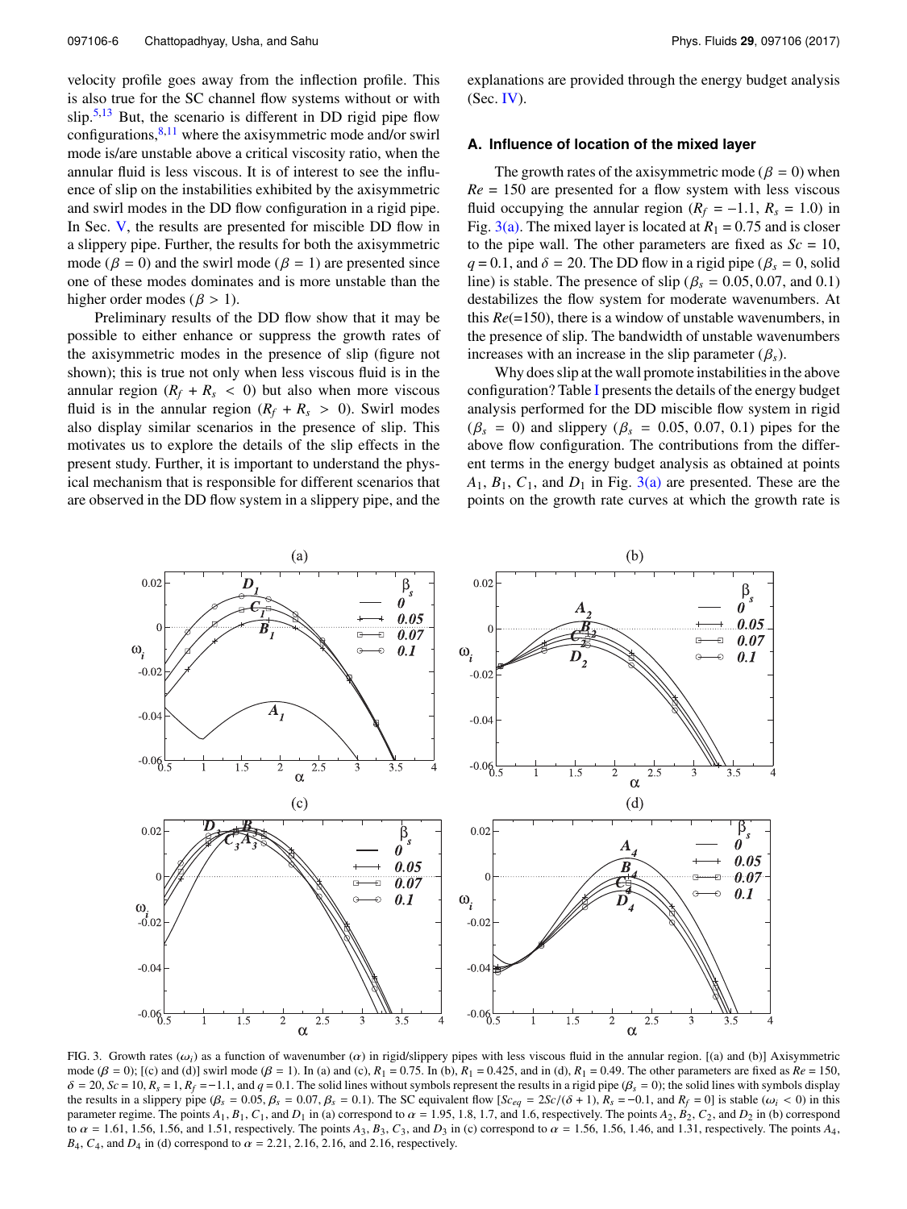velocity profile goes away from the inflection profile. This is also true for the SC channel flow systems without or with slip.[5,13] But, the scenario is different in DD rigid pipe flow configurations,[8,11] where the axisymmetric mode and/or swirl mode is/are unstable above a critical viscosity ratio, when the annular fluid is less viscous. It is of interest to see the influence of slip on the instabilities exhibited by the axisymmetric and swirl modes in the DD flow configuration in a rigid pipe. In Sec. V, the results are presented for miscible DD flow in a slippery pipe. Further, the results for both the axisymmetric mode ($\beta = 0$) and the swirl mode ($\beta = 1$) are presented since one of these modes dominates and is more unstable than the higher order modes ($\beta > 1$).

Preliminary results of the DD flow show that it may be possible to either enhance or suppress the growth rates of the axisymmetric modes in the presence of slip (figure not shown); this is true not only when less viscous fluid is in the annular region ($R_f + R_s < 0$) but also when more viscous fluid is in the annular region ($R_f + R_s > 0$). Swirl modes also display similar scenarios in the presence of slip. This motivates us to explore the details of the slip effects in the present study. Further, it is important to understand the physical mechanism that is responsible for different scenarios that are observed in the DD flow system in a slippery pipe, and the explanations are provided through the energy budget analysis (Sec. IV).

### A. Influence of location of the mixed layer

The growth rates of the axisymmetric mode ($\beta = 0$) when $Re = 150$ are presented for a flow system with less viscous fluid occupying the annular region ($R_f = -1.1$, $R_s = 1.0$) in Fig. 3(a). The mixed layer is located at $R_1 = 0.75$ and is closer to the pipe wall. The other parameters are fixed as $Sc = 10$, $q = 0.1$, and $\delta = 20$. The DD flow in a rigid pipe ($\beta_s = 0$, solid line) is stable. The presence of slip ($\beta_s = 0.05, 0.07$, and $0.1$) destabilizes the flow system for moderate wavenumbers. At this $Re(=150)$, there is a window of unstable wavenumbers, in the presence of slip. The bandwidth of unstable wavenumbers increases with an increase in the slip parameter ($\beta_s$).

Why does slip at the wall promote instabilities in the above configuration? Table I presents the details of the energy budget analysis performed for the DD miscible flow system in rigid ($\beta_s = 0$) and slippery ($\beta_s = 0.05, 0.07, 0.1$) pipes for the above flow configuration. The contributions from the different terms in the energy budget analysis as obtained at points $A_1$, $B_1$, $C_1$, and $D_1$ in Fig. 3(a) are presented. These are the points on the growth rate curves at which the growth rate is

FIG. 3. Growth rates ($\omega_i$) as a function of wavenumber ($\alpha$) in rigid/slippery pipes with less viscous fluid in the annular region. [(a) and (b)] Axisymmetric mode ($\beta = 0$); [(c) and (d)] swirl mode ($\beta = 1$). In (a) and (c), $R_1 = 0.75$. In (b), $R_1 = 0.425$, and in (d), $R_1 = 0.49$. The other parameters are fixed as $Re = 150$, $\delta = 20$, $Sc = 10$, $R_s = 1$, $R_f = -1.1$, and $q = 0.1$. The solid lines without symbols represent the results in a rigid pipe ($\beta_s = 0$); the solid lines with symbols display the results in a slippery pipe ($\beta_s = 0.05$, $\beta_s = 0.07$, $\beta_s = 0.1$). The SC equivalent flow [$Sc_{eq} = 2Sc/(\delta + 1)$, $R_s = -0.1$, and $R_f = 0$] is stable ($\omega_i < 0$) in this parameter regime. The points $A_1$, $B_1$, $C_1$, and $D_1$ in (a) correspond to $\alpha = 1.95$, 1.8, 1.7, and 1.6, respectively. The points $A_2$, $B_2$, $C_2$, and $D_2$ in (b) correspond to $\alpha = 1.61$, 1.56, 1.56, and 1.51, respectively. The points $A_3$, $B_3$, $C_3$, and $D_3$ in (c) correspond to $\alpha = 1.56$, 1.56, 1.46, and 1.31, respectively. The points $A_4$, $B_4$, $C_4$, and $D_4$ in (d) correspond to $\alpha = 2.21$, 2.16, 2.16, and 2.16, respectively.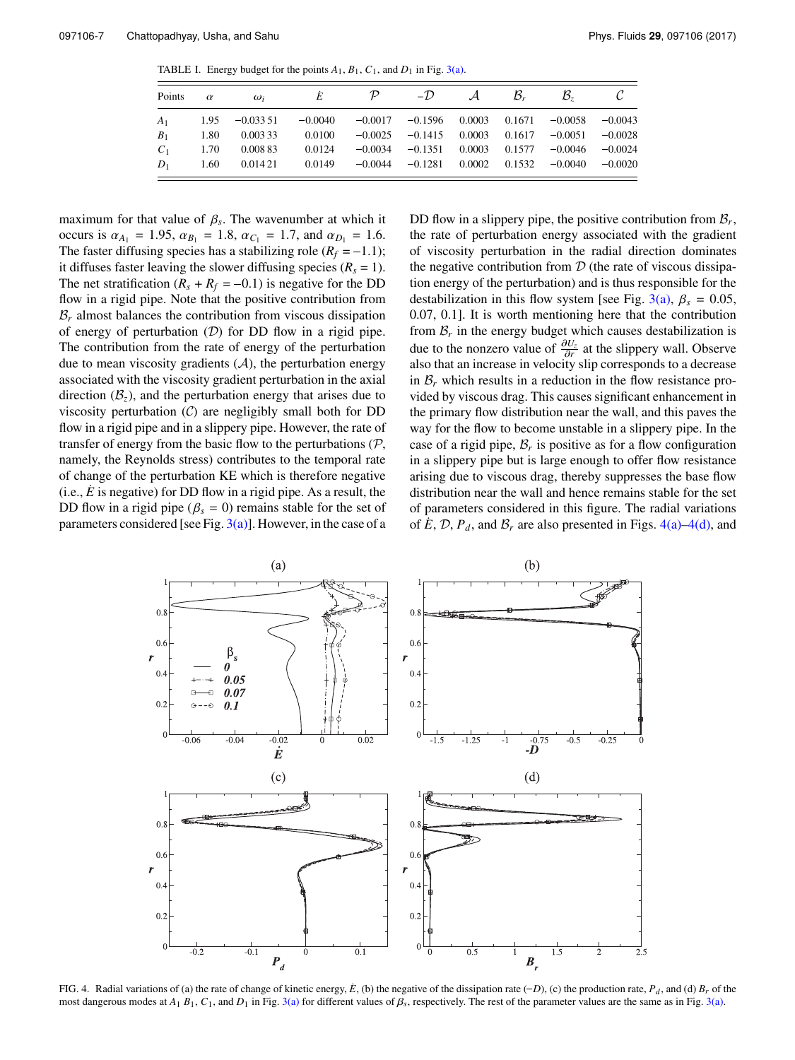TABLE I. Energy budget for the points $A_1$, $B_1$, $C_1$, and $D_1$ in Fig. 3(a).

| Points | $\alpha$ | $\omega_i$ | $\dot{E}$ | $\mathcal{P}$ | $-\mathcal{D}$ | $\mathcal{A}$ | $\mathcal{B}_r$ | $\mathcal{B}_z$ | $\mathcal{C}$ |
|---|---|---|---|---|---|---|---|---|---|
| $A_1$ | 1.95 | −0.033 51 | −0.0040 | −0.0017 | −0.1596 | 0.0003 | 0.1671 | −0.0058 | −0.0043 |
| $B_1$ | 1.80 | 0.003 33 | 0.0100 | −0.0025 | −0.1415 | 0.0003 | 0.1617 | −0.0051 | −0.0028 |
| $C_1$ | 1.70 | 0.008 83 | 0.0124 | −0.0034 | −0.1351 | 0.0003 | 0.1577 | −0.0046 | −0.0024 |
| $D_1$ | 1.60 | 0.014 21 | 0.0149 | −0.0044 | −0.1281 | 0.0002 | 0.1532 | −0.0040 | −0.0020 |

maximum for that value of $\beta_s$. The wavenumber at which it occurs is $\alpha_{A_1} = 1.95$, $\alpha_{B_1} = 1.8$, $\alpha_{C_1} = 1.7$, and $\alpha_{D_1} = 1.6$. The faster diffusing species has a stabilizing role ($R_f = -1.1$); it diffuses faster leaving the slower diffusing species ($R_s = 1$). The net stratification ($R_s + R_f = -0.1$) is negative for the DD flow in a rigid pipe. Note that the positive contribution from $\mathcal{B}_r$ almost balances the contribution from viscous dissipation of energy of perturbation ($\mathcal{D}$) for DD flow in a rigid pipe. The contribution from the rate of energy of the perturbation due to mean viscosity gradients ($\mathcal{A}$), the perturbation energy associated with the viscosity gradient perturbation in the axial direction ($\mathcal{B}_z$), and the perturbation energy that arises due to viscosity perturbation ($\mathcal{C}$) are negligibly small both for DD flow in a rigid pipe and in a slippery pipe. However, the rate of transfer of energy from the basic flow to the perturbations ($\mathcal{P}$, namely, the Reynolds stress) contributes to the temporal rate of change of the perturbation KE which is therefore negative (i.e., $\dot{E}$ is negative) for DD flow in a rigid pipe. As a result, the DD flow in a rigid pipe ($\beta_s = 0$) remains stable for the set of parameters considered [see Fig. 3(a)]. However, in the case of a DD flow in a slippery pipe, the positive contribution from $\mathcal{B}_r$, the rate of perturbation energy associated with the gradient of viscosity perturbation in the radial direction dominates the negative contribution from $\mathcal{D}$ (the rate of viscous dissipation energy of the perturbation) and is thus responsible for the destabilization in this flow system [see Fig. 3(a), $\beta_s = 0.05$, 0.07, 0.1]. It is worth mentioning here that the contribution from $\mathcal{B}_r$ in the energy budget which causes destabilization is due to the nonzero value of $\frac{\partial U_z}{\partial r}$ at the slippery wall. Observe also that an increase in velocity slip corresponds to a decrease in $\mathcal{B}_r$ which results in a reduction in the flow resistance provided by viscous drag. This causes significant enhancement in the primary flow distribution near the wall, and this paves the way for the flow to become unstable in a slippery pipe. In the case of a rigid pipe, $\mathcal{B}_r$ is positive as for a flow configuration in a slippery pipe but is large enough to offer flow resistance arising due to viscous drag, thereby suppresses the base flow distribution near the wall and hence remains stable for the set of parameters considered in this figure. The radial variations of $\dot{E}$, $\mathcal{D}$, $P_d$, and $\mathcal{B}_r$ are also presented in Figs. 4(a)–4(d), and

FIG. 4. Radial variations of (a) the rate of change of kinetic energy, $\dot{E}$, (b) the negative of the dissipation rate ($-D$), (c) the production rate, $P_d$, and (d) $B_r$ of the most dangerous modes at $A_1$ $B_1$, $C_1$, and $D_1$ in Fig. 3(a) for different values of $\beta_s$, respectively. The rest of the parameter values are the same as in Fig. 3(a).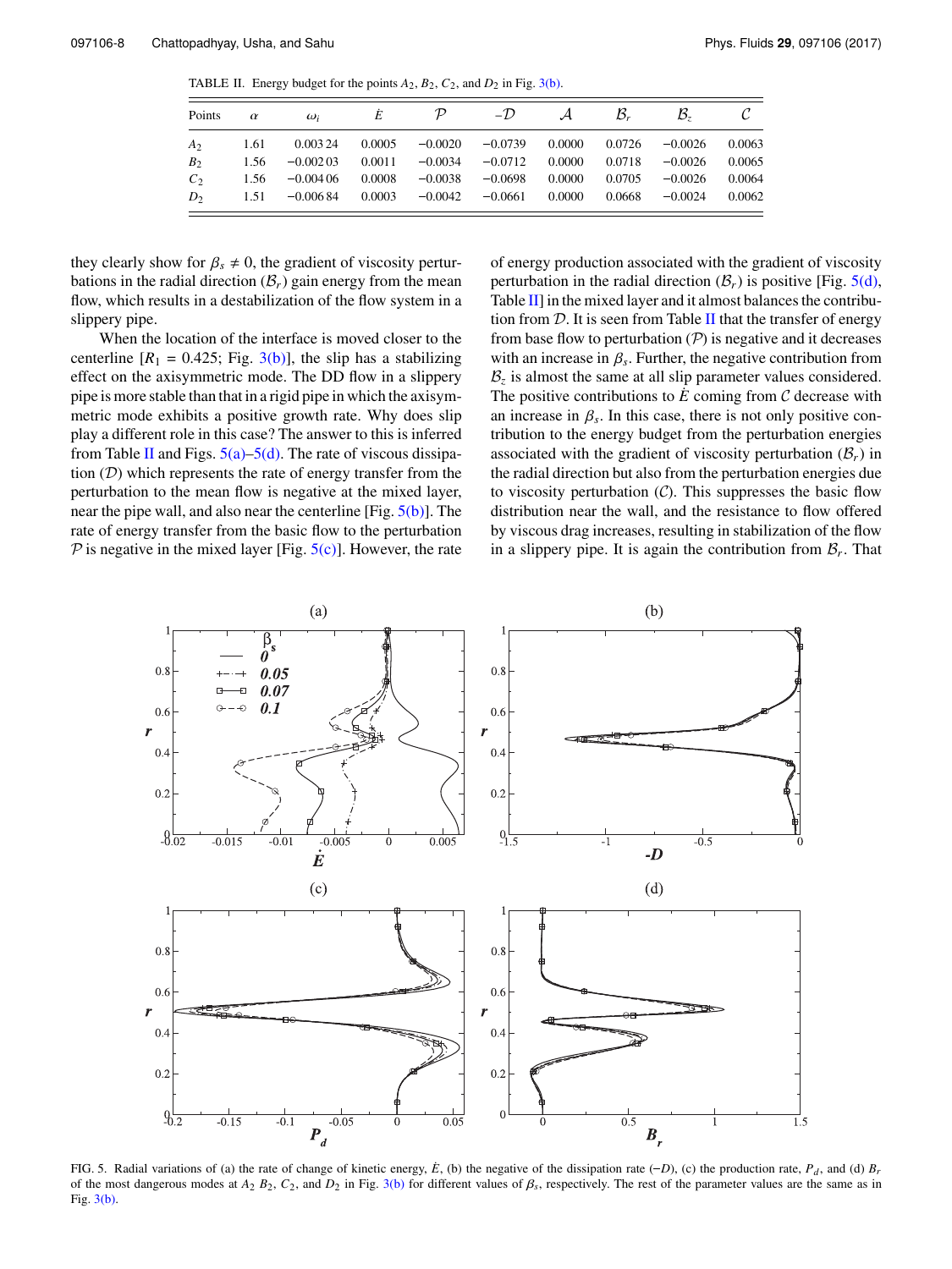TABLE II. Energy budget for the points $A_2$, $B_2$, $C_2$, and $D_2$ in Fig. 3(b).

| Points | $\alpha$ | $\omega_i$ | $\dot{E}$ | $\mathcal{P}$ | $-\mathcal{D}$ | $\mathcal{A}$ | $\mathcal{B}_r$ | $\mathcal{B}_z$ | $\mathcal{C}$ |
|---|---|---|---|---|---|---|---|---|---|
| $A_2$ | 1.61 | 0.003 24 | 0.0005 | −0.0020 | −0.0739 | 0.0000 | 0.0726 | −0.0026 | 0.0063 |
| $B_2$ | 1.56 | −0.002 03 | 0.0011 | −0.0034 | −0.0712 | 0.0000 | 0.0718 | −0.0026 | 0.0065 |
| $C_2$ | 1.56 | −0.004 06 | 0.0008 | −0.0038 | −0.0698 | 0.0000 | 0.0705 | −0.0026 | 0.0064 |
| $D_2$ | 1.51 | −0.006 84 | 0.0003 | −0.0042 | −0.0661 | 0.0000 | 0.0668 | −0.0024 | 0.0062 |

they clearly show for $\beta_s \neq 0$, the gradient of viscosity perturbations in the radial direction ($\mathcal{B}_r$) gain energy from the mean flow, which results in a destabilization of the flow system in a slippery pipe.

When the location of the interface is moved closer to the centerline [$R_1$ = 0.425; Fig. 3(b)], the slip has a stabilizing effect on the axisymmetric mode. The DD flow in a slippery pipe is more stable than that in a rigid pipe in which the axisymmetric mode exhibits a positive growth rate. Why does slip play a different role in this case? The answer to this is inferred from Table II and Figs. 5(a)–5(d). The rate of viscous dissipation ($\mathcal{D}$) which represents the rate of energy transfer from the perturbation to the mean flow is negative at the mixed layer, near the pipe wall, and also near the centerline [Fig. 5(b)]. The rate of energy transfer from the basic flow to the perturbation $\mathcal{P}$ is negative in the mixed layer [Fig. 5(c)]. However, the rate of energy production associated with the gradient of viscosity perturbation in the radial direction ($\mathcal{B}_r$) is positive [Fig. 5(d), Table II] in the mixed layer and it almost balances the contribution from $\mathcal{D}$. It is seen from Table II that the transfer of energy from base flow to perturbation ($\mathcal{P}$) is negative and it decreases with an increase in $\beta_s$. Further, the negative contribution from $\mathcal{B}_z$ is almost the same at all slip parameter values considered. The positive contributions to $\dot{E}$ coming from $\mathcal{C}$ decrease with an increase in $\beta_s$. In this case, there is not only positive contribution to the energy budget from the perturbation energies associated with the gradient of viscosity perturbation ($\mathcal{B}_r$) in the radial direction but also from the perturbation energies due to viscosity perturbation ($\mathcal{C}$). This suppresses the basic flow distribution near the wall, and the resistance to flow offered by viscous drag increases, resulting in stabilization of the flow in a slippery pipe. It is again the contribution from $\mathcal{B}_r$. That

FIG. 5. Radial variations of (a) the rate of change of kinetic energy, $\dot{E}$, (b) the negative of the dissipation rate ($-D$), (c) the production rate, $P_d$, and (d) $B_r$ of the most dangerous modes at $A_2$ $B_2$, $C_2$, and $D_2$ in Fig. 3(b) for different values of $\beta_s$, respectively. The rest of the parameter values are the same as in Fig. 3(b).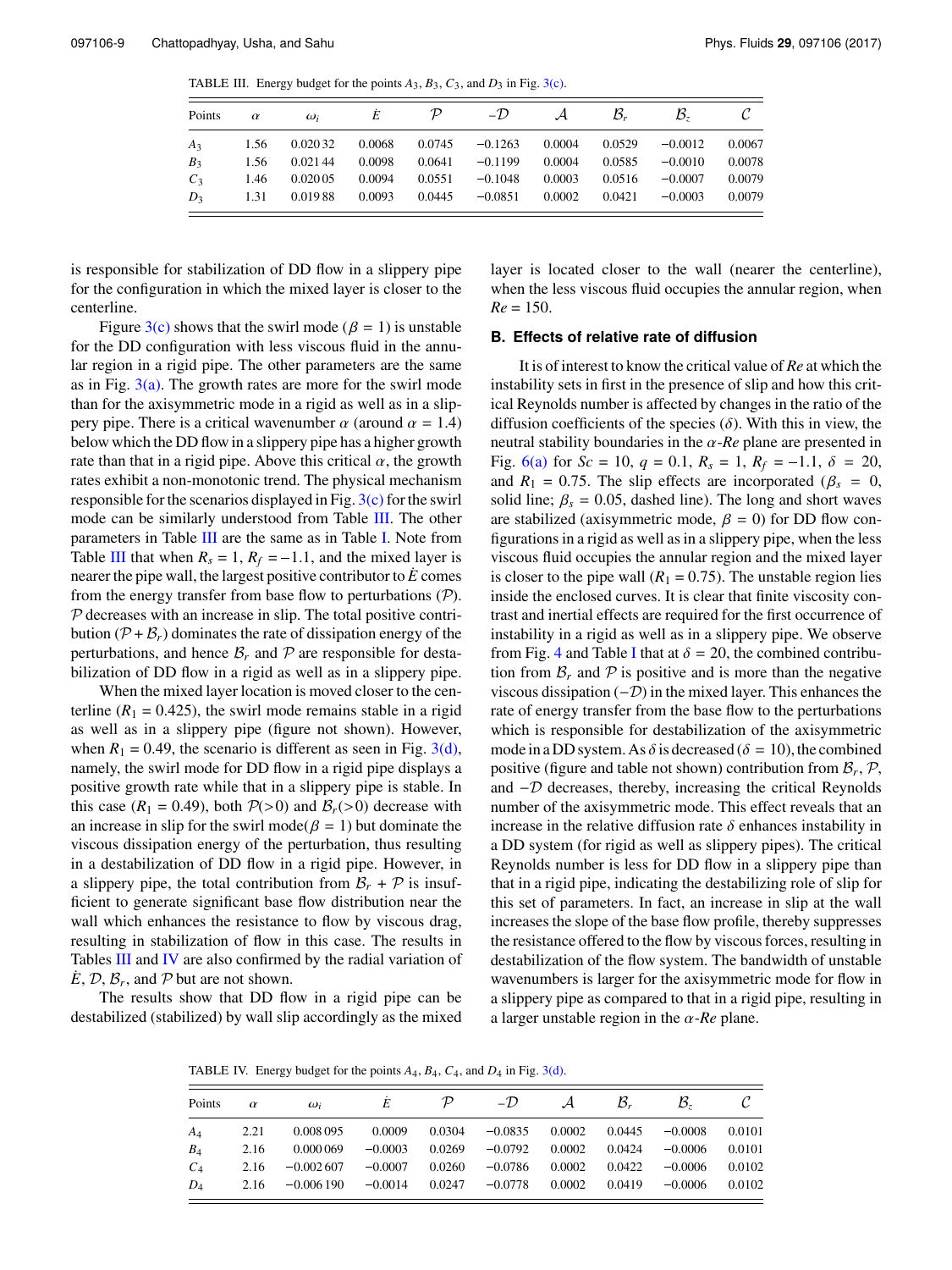TABLE III. Energy budget for the points $A_3$, $B_3$, $C_3$, and $D_3$ in Fig. 3(c).

| Points | $\alpha$ | $\omega_i$ | $\dot{E}$ | $\mathcal{P}$ | $-\mathcal{D}$ | $\mathcal{A}$ | $\mathcal{B}_r$ | $\mathcal{B}_z$ | $\mathcal{C}$ |
|---|---|---|---|---|---|---|---|---|---|
| $A_3$ | 1.56 | 0.020 32 | 0.0068 | 0.0745 | −0.1263 | 0.0004 | 0.0529 | −0.0012 | 0.0067 |
| $B_3$ | 1.56 | 0.021 44 | 0.0098 | 0.0641 | −0.1199 | 0.0004 | 0.0585 | −0.0010 | 0.0078 |
| $C_3$ | 1.46 | 0.020 05 | 0.0094 | 0.0551 | −0.1048 | 0.0003 | 0.0516 | −0.0007 | 0.0079 |
| $D_3$ | 1.31 | 0.019 88 | 0.0093 | 0.0445 | −0.0851 | 0.0002 | 0.0421 | −0.0003 | 0.0079 |

is responsible for stabilization of DD flow in a slippery pipe for the configuration in which the mixed layer is closer to the centerline.

Figure 3(c) shows that the swirl mode ($\beta = 1$) is unstable for the DD configuration with less viscous fluid in the annular region in a rigid pipe. The other parameters are the same as in Fig. 3(a). The growth rates are more for the swirl mode than for the axisymmetric mode in a rigid as well as in a slippery pipe. There is a critical wavenumber $\alpha$ (around $\alpha = 1.4$) below which the DD flow in a slippery pipe has a higher growth rate than that in a rigid pipe. Above this critical $\alpha$, the growth rates exhibit a non-monotonic trend. The physical mechanism responsible for the scenarios displayed in Fig. 3(c) for the swirl mode can be similarly understood from Table III. The other parameters in Table III are the same as in Table I. Note from Table III that when $R_s = 1$, $R_f = -1.1$, and the mixed layer is nearer the pipe wall, the largest positive contributor to $\dot{E}$ comes from the energy transfer from base flow to perturbations ($\mathcal{P}$). $\mathcal{P}$ decreases with an increase in slip. The total positive contribution ($\mathcal{P} + \mathcal{B}_r$) dominates the rate of dissipation energy of the perturbations, and hence $\mathcal{B}_r$ and $\mathcal{P}$ are responsible for destabilization of DD flow in a rigid as well as in a slippery pipe.

When the mixed layer location is moved closer to the centerline ($R_1 = 0.425$), the swirl mode remains stable in a rigid as well as in a slippery pipe (figure not shown). However, when $R_1 = 0.49$, the scenario is different as seen in Fig. 3(d), namely, the swirl mode for DD flow in a rigid pipe displays a positive growth rate while that in a slippery pipe is stable. In this case ($R_1 = 0.49$), both $\mathcal{P}(>0)$ and $\mathcal{B}_r(>0)$ decrease with an increase in slip for the swirl mode($\beta = 1$) but dominate the viscous dissipation energy of the perturbation, thus resulting in a destabilization of DD flow in a rigid pipe. However, in a slippery pipe, the total contribution from $\mathcal{B}_r + \mathcal{P}$ is insufficient to generate significant base flow distribution near the wall which enhances the resistance to flow by viscous drag, resulting in stabilization of flow in this case. The results in Tables III and IV are also confirmed by the radial variation of $\dot{E}$, $\mathcal{D}$, $\mathcal{B}_r$, and $\mathcal{P}$ but are not shown.

The results show that DD flow in a rigid pipe can be destabilized (stabilized) by wall slip accordingly as the mixed layer is located closer to the wall (nearer the centerline), when the less viscous fluid occupies the annular region, when $Re = 150$.

### B. Effects of relative rate of diffusion

It is of interest to know the critical value of $Re$ at which the instability sets in first in the presence of slip and how this critical Reynolds number is affected by changes in the ratio of the diffusion coefficients of the species ($\delta$). With this in view, the neutral stability boundaries in the $\alpha$-$Re$ plane are presented in Fig. 6(a) for $Sc = 10$, $q = 0.1$, $R_s = 1$, $R_f = -1.1$, $\delta = 20$, and $R_1 = 0.75$. The slip effects are incorporated ($\beta_s = 0$, solid line; $\beta_s = 0.05$, dashed line). The long and short waves are stabilized (axisymmetric mode, $\beta = 0$) for DD flow configurations in a rigid as well as in a slippery pipe, when the less viscous fluid occupies the annular region and the mixed layer is closer to the pipe wall ($R_1 = 0.75$). The unstable region lies inside the enclosed curves. It is clear that finite viscosity contrast and inertial effects are required for the first occurrence of instability in a rigid as well as in a slippery pipe. We observe from Fig. 4 and Table I that at $\delta = 20$, the combined contribution from $\mathcal{B}_r$ and $\mathcal{P}$ is positive and is more than the negative viscous dissipation ($-\mathcal{D}$) in the mixed layer. This enhances the rate of energy transfer from the base flow to the perturbations which is responsible for destabilization of the axisymmetric mode in a DD system. As $\delta$ is decreased ($\delta = 10$), the combined positive (figure and table not shown) contribution from $\mathcal{B}_r$, $\mathcal{P}$, and $-\mathcal{D}$ decreases, thereby, increasing the critical Reynolds number of the axisymmetric mode. This effect reveals that an increase in the relative diffusion rate $\delta$ enhances instability in a DD system (for rigid as well as slippery pipes). The critical Reynolds number is less for DD flow in a slippery pipe than that in a rigid pipe, indicating the destabilizing role of slip for this set of parameters. In fact, an increase in slip at the wall increases the slope of the base flow profile, thereby suppresses the resistance offered to the flow by viscous forces, resulting in destabilization of the flow system. The bandwidth of unstable wavenumbers is larger for the axisymmetric mode for flow in a slippery pipe as compared to that in a rigid pipe, resulting in a larger unstable region in the $\alpha$-$Re$ plane.

TABLE IV. Energy budget for the points $A_4$, $B_4$, $C_4$, and $D_4$ in Fig. 3(d).

| Points | $\alpha$ | $\omega_i$ | $\dot{E}$ | $\mathcal{P}$ | $-\mathcal{D}$ | $\mathcal{A}$ | $\mathcal{B}_r$ | $\mathcal{B}_z$ | $\mathcal{C}$ |
|---|---|---|---|---|---|---|---|---|---|
| $A_4$ | 2.21 | 0.008 095 | 0.0009 | 0.0304 | −0.0835 | 0.0002 | 0.0445 | −0.0008 | 0.0101 |
| $B_4$ | 2.16 | 0.000 069 | −0.0003 | 0.0269 | −0.0792 | 0.0002 | 0.0424 | −0.0006 | 0.0101 |
| $C_4$ | 2.16 | −0.002 607 | −0.0007 | 0.0260 | −0.0786 | 0.0002 | 0.0422 | −0.0006 | 0.0102 |
| $D_4$ | 2.16 | −0.006 190 | −0.0014 | 0.0247 | −0.0778 | 0.0002 | 0.0419 | −0.0006 | 0.0102 |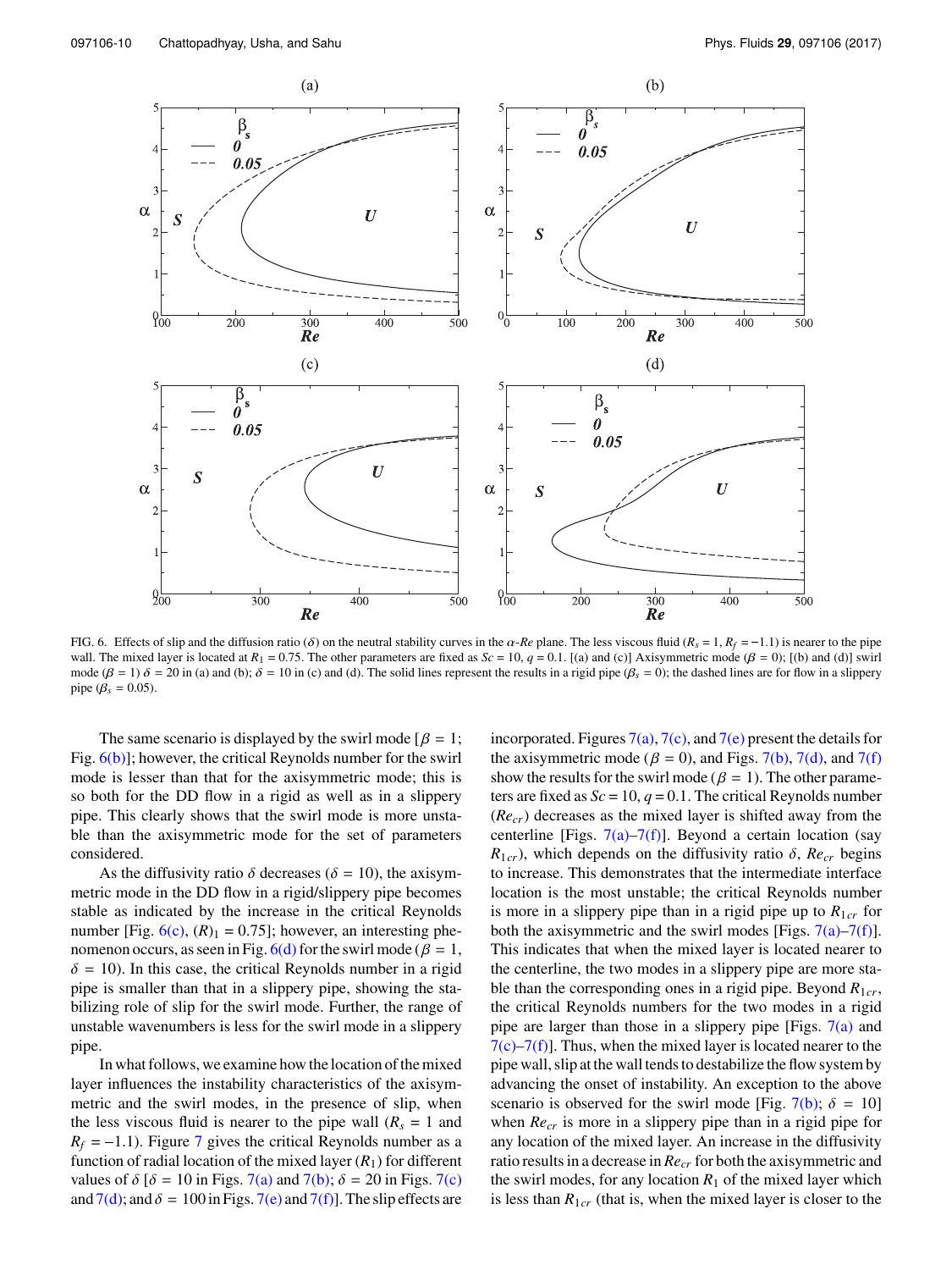FIG. 6. Effects of slip and the diffusion ratio ($\delta$) on the neutral stability curves in the $\alpha$-$Re$ plane. The less viscous fluid ($R_s = 1$, $R_f = -1.1$) is nearer to the pipe wall. The mixed layer is located at $R_1 = 0.75$. The other parameters are fixed as $Sc = 10$, $q = 0.1$. [(a) and (c)] Axisymmetric mode ($\beta = 0$); [(b) and (d)] swirl mode ($\beta = 1$) $\delta = 20$ in (a) and (b); $\delta = 10$ in (c) and (d). The solid lines represent the results in a rigid pipe ($\beta_s = 0$); the dashed lines are for flow in a slippery pipe ($\beta_s = 0.05$).

The same scenario is displayed by the swirl mode [$\beta = 1$; Fig. 6(b)]; however, the critical Reynolds number for the swirl mode is lesser than that for the axisymmetric mode; this is so both for the DD flow in a rigid as well as in a slippery pipe. This clearly shows that the swirl mode is more unstable than the axisymmetric mode for the set of parameters considered.

As the diffusivity ratio $\delta$ decreases ($\delta = 10$), the axisymmetric mode in the DD flow in a rigid/slippery pipe becomes stable as indicated by the increase in the critical Reynolds number [Fig. 6(c), $(R)_1 = 0.75$]; however, an interesting phenomenon occurs, as seen in Fig. 6(d) for the swirl mode ($\beta = 1$, $\delta = 10$). In this case, the critical Reynolds number in a rigid pipe is smaller than that in a slippery pipe, showing the stabilizing role of slip for the swirl mode. Further, the range of unstable wavenumbers is less for the swirl mode in a slippery pipe.

In what follows, we examine how the location of the mixed layer influences the instability characteristics of the axisymmetric and the swirl modes, in the presence of slip, when the less viscous fluid is nearer to the pipe wall ($R_s = 1$ and $R_f = -1.1$). Figure 7 gives the critical Reynolds number as a function of radial location of the mixed layer ($R_1$) for different values of $\delta$ [$\delta = 10$ in Figs. 7(a) and 7(b); $\delta = 20$ in Figs. 7(c) and 7(d); and $\delta = 100$ in Figs. 7(e) and 7(f)]. The slip effects are incorporated. Figures 7(a), 7(c), and 7(e) present the details for the axisymmetric mode ($\beta = 0$), and Figs. 7(b), 7(d), and 7(f) show the results for the swirl mode ($\beta = 1$). The other parameters are fixed as $Sc = 10$, $q = 0.1$. The critical Reynolds number ($Re_{cr}$) decreases as the mixed layer is shifted away from the centerline [Figs. 7(a)–7(f)]. Beyond a certain location (say $R_{1cr}$), which depends on the diffusivity ratio $\delta$, $Re_{cr}$ begins to increase. This demonstrates that the intermediate interface location is the most unstable; the critical Reynolds number is more in a slippery pipe than in a rigid pipe up to $R_{1cr}$ for both the axisymmetric and the swirl modes [Figs. 7(a)–7(f)]. This indicates that when the mixed layer is located nearer to the centerline, the two modes in a slippery pipe are more stable than the corresponding ones in a rigid pipe. Beyond $R_{1cr}$, the critical Reynolds numbers for the two modes in a rigid pipe are larger than those in a slippery pipe [Figs. 7(a) and 7(c)–7(f)]. Thus, when the mixed layer is located nearer to the pipe wall, slip at the wall tends to destabilize the flow system by advancing the onset of instability. An exception to the above scenario is observed for the swirl mode [Fig. 7(b); $\delta = 10$] when $Re_{cr}$ is more in a slippery pipe than in a rigid pipe for any location of the mixed layer. An increase in the diffusivity ratio results in a decrease in $Re_{cr}$ for both the axisymmetric and the swirl modes, for any location $R_1$ of the mixed layer which is less than $R_{1cr}$ (that is, when the mixed layer is closer to the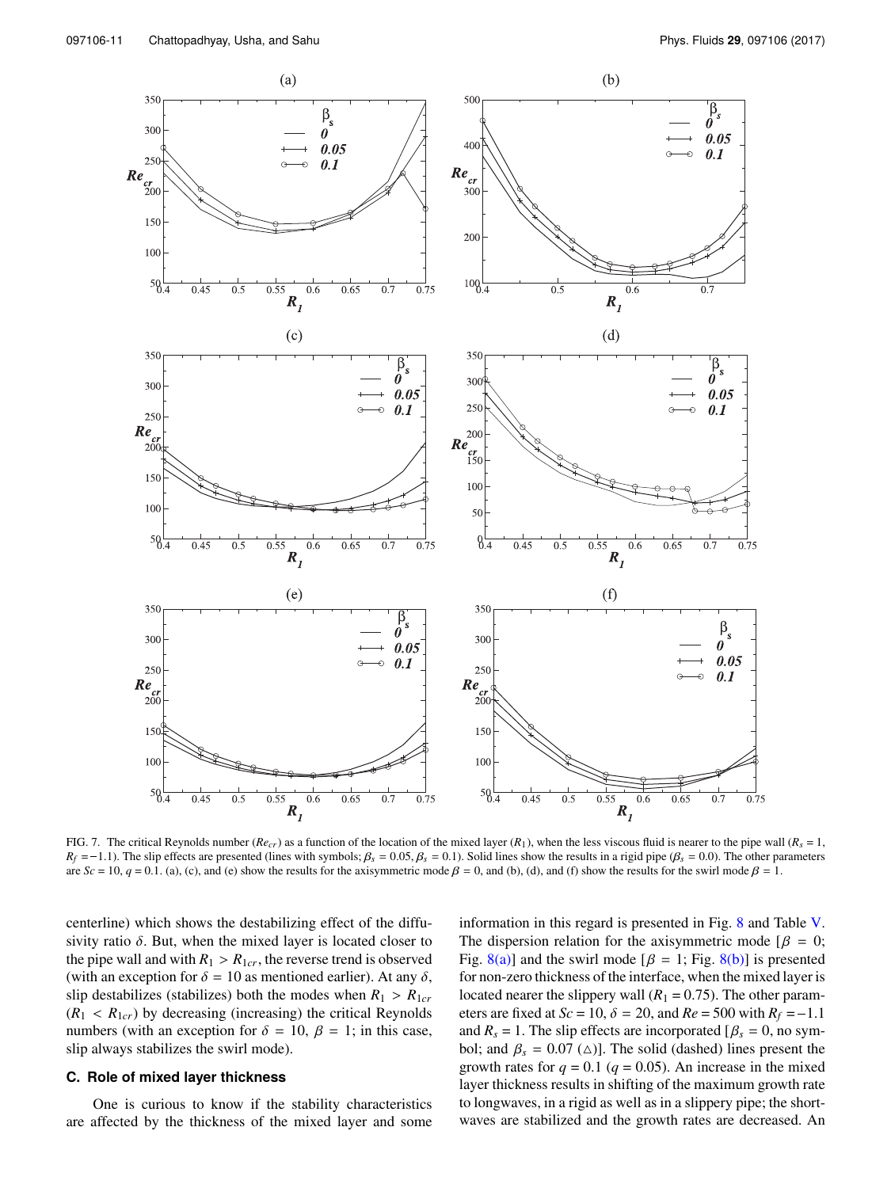FIG. 7. The critical Reynolds number ($Re_{cr}$) as a function of the location of the mixed layer ($R_1$), when the less viscous fluid is nearer to the pipe wall ($R_s = 1$, $R_f = -1.1$). The slip effects are presented (lines with symbols; $\beta_s = 0.05, \beta_s = 0.1$). Solid lines show the results in a rigid pipe ($\beta_s = 0.0$). The other parameters are $Sc = 10$, $q = 0.1$. (a), (c), and (e) show the results for the axisymmetric mode $\beta = 0$, and (b), (d), and (f) show the results for the swirl mode $\beta = 1$.

centerline) which shows the destabilizing effect of the diffusivity ratio $\delta$. But, when the mixed layer is located closer to the pipe wall and with $R_1 > R_{1cr}$, the reverse trend is observed (with an exception for $\delta = 10$ as mentioned earlier). At any $\delta$, slip destabilizes (stabilizes) both the modes when $R_1 > R_{1cr}$ ($R_1 < R_{1cr}$) by decreasing (increasing) the critical Reynolds numbers (with an exception for $\delta = 10$, $\beta = 1$; in this case, slip always stabilizes the swirl mode).

### C. Role of mixed layer thickness

One is curious to know if the stability characteristics are affected by the thickness of the mixed layer and some information in this regard is presented in Fig. 8 and Table V. The dispersion relation for the axisymmetric mode [$\beta = 0$; Fig. 8(a)] and the swirl mode [$\beta = 1$; Fig. 8(b)] is presented for non-zero thickness of the interface, when the mixed layer is located nearer the slippery wall ($R_1 = 0.75$). The other parameters are fixed at $Sc = 10$, $\delta = 20$, and $Re = 500$ with $R_f = -1.1$ and $R_s = 1$. The slip effects are incorporated [$\beta_s = 0$, no symbol; and $\beta_s = 0.07$ ($\triangle$)]. The solid (dashed) lines present the growth rates for $q = 0.1$ ($q = 0.05$). An increase in the mixed layer thickness results in shifting of the maximum growth rate to longwaves, in a rigid as well as in a slippery pipe; the shortwaves are stabilized and the growth rates are decreased. An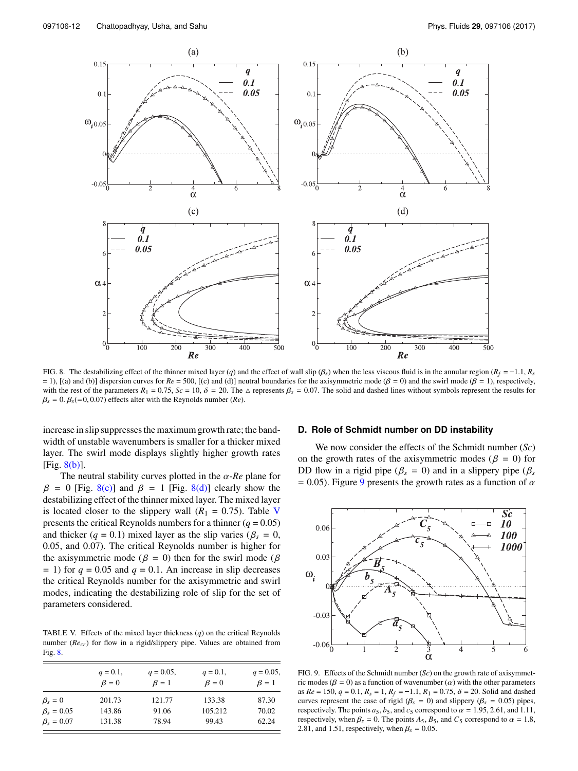FIG. 8. The destabilizing effect of the thinner mixed layer ($q$) and the effect of wall slip ($\beta_s$) when the less viscous fluid is in the annular region ($R_f = -1.1$, $R_s = 1$), [(a) and (b)] dispersion curves for $Re = 500$, [(c) and (d)] neutral boundaries for the axisymmetric mode ($\beta = 0$) and the swirl mode ($\beta = 1$), respectively, with the rest of the parameters $R_1 = 0.75$, $Sc = 10$, $\delta = 20$. The $\triangle$ represents $\beta_s = 0.07$. The solid and dashed lines without symbols represent the results for $\beta_s = 0$. $\beta_s(=0, 0.07)$ effects alter with the Reynolds number ($Re$).

increase in slip suppresses the maximum growth rate; the bandwidth of unstable wavenumbers is smaller for a thicker mixed layer. The swirl mode displays slightly higher growth rates [Fig. 8(b)].

The neutral stability curves plotted in the $\alpha$-$Re$ plane for $\beta = 0$ [Fig. 8(c)] and $\beta = 1$ [Fig. 8(d)] clearly show the destabilizing effect of the thinner mixed layer. The mixed layer is located closer to the slippery wall ($R_1 = 0.75$). Table V presents the critical Reynolds numbers for a thinner ($q = 0.05$) and thicker ($q = 0.1$) mixed layer as the slip varies ($\beta_s = 0$, 0.05, and 0.07). The critical Reynolds number is higher for the axisymmetric mode ($\beta = 0$) then for the swirl mode ($\beta = 1$) for $q = 0.05$ and $q = 0.1$. An increase in slip decreases the critical Reynolds number for the axisymmetric and swirl modes, indicating the destabilizing role of slip for the set of parameters considered.

TABLE V. Effects of the mixed layer thickness ($q$) on the critical Reynolds number ($Re_{cr}$) for flow in a rigid/slippery pipe. Values are obtained from Fig. 8.

| | $q = 0.1$, $\beta = 0$ | $q = 0.05$, $\beta = 1$ | $q = 0.1$, $\beta = 0$ | $q = 0.05$, $\beta = 1$ |
|---|---|---|---|---|
| $\beta_s = 0$ | 201.73 | 121.77 | 133.38 | 87.30 |
| $\beta_s = 0.05$ | 143.86 | 91.06 | 105.212 | 70.02 |
| $\beta_s = 0.07$ | 131.38 | 78.94 | 99.43 | 62.24 |

### D. Role of Schmidt number on DD instability

We now consider the effects of the Schmidt number ($Sc$) on the growth rates of the axisymmetric modes ($\beta = 0$) for DD flow in a rigid pipe ($\beta_s = 0$) and in a slippery pipe ($\beta_s = 0.05$). Figure 9 presents the growth rates as a function of $\alpha$

FIG. 9. Effects of the Schmidt number ($Sc$) on the growth rate of axisymmetric modes ($\beta = 0$) as a function of wavenumber ($\alpha$) with the other parameters as $Re = 150$, $q = 0.1$, $R_s = 1$, $R_f = -1.1$, $R_1 = 0.75$, $\delta = 20$. Solid and dashed curves represent the case of rigid ($\beta_s = 0$) and slippery ($\beta_s = 0.05$) pipes, respectively. The points $a_5$, $b_5$, and $c_5$ correspond to $\alpha = 1.95$, 2.61, and 1.11, respectively, when $\beta_s = 0$. The points $A_5$, $B_5$, and $C_5$ correspond to $\alpha = 1.8$, 2.81, and 1.51, respectively, when $\beta_s = 0.05$.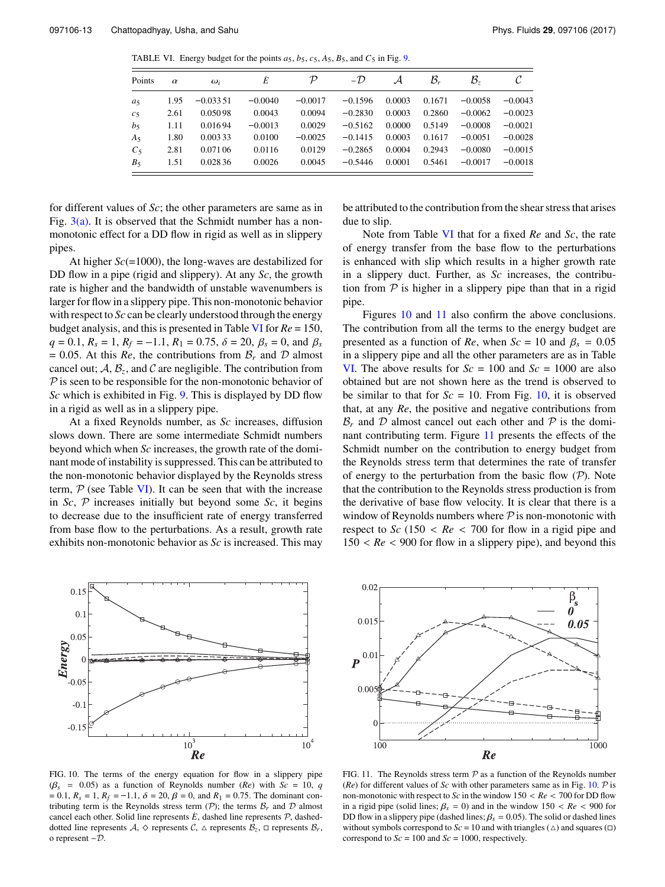TABLE VI. Energy budget for the points $a_5$, $b_5$, $c_5$, $A_5$, $B_5$, and $C_5$ in Fig. 9.

| Points | $\alpha$ | $\omega_i$ | $\dot{E}$ | $\mathcal{P}$ | $-\mathcal{D}$ | $\mathcal{A}$ | $\mathcal{B}_r$ | $\mathcal{B}_z$ | $\mathcal{C}$ |
|---|---|---|---|---|---|---|---|---|---|
| $a_5$ | 1.95 | −0.033 51 | −0.0040 | −0.0017 | −0.1596 | 0.0003 | 0.1671 | −0.0058 | −0.0043 |
| $c_5$ | 2.61 | 0.050 98 | 0.0043 | 0.0094 | −0.2830 | 0.0003 | 0.2860 | −0.0062 | −0.0023 |
| $b_5$ | 1.11 | 0.016 94 | −0.0013 | 0.0029 | −0.5162 | 0.0000 | 0.5149 | −0.0008 | −0.0021 |
| $A_5$ | 1.80 | 0.003 33 | 0.0100 | −0.0025 | −0.1415 | 0.0003 | 0.1617 | −0.0051 | −0.0028 |
| $C_5$ | 2.81 | 0.071 06 | 0.0116 | 0.0129 | −0.2865 | 0.0004 | 0.2943 | −0.0080 | −0.0015 |
| $B_5$ | 1.51 | 0.028 36 | 0.0026 | 0.0045 | −0.5446 | 0.0001 | 0.5461 | −0.0017 | −0.0018 |

for different values of $Sc$; the other parameters are same as in Fig. 3(a). It is observed that the Schmidt number has a non-monotonic effect for a DD flow in rigid as well as in slippery pipes.

At higher $Sc$(=1000), the long-waves are destabilized for DD flow in a pipe (rigid and slippery). At any $Sc$, the growth rate is higher and the bandwidth of unstable wavenumbers is larger for flow in a slippery pipe. This non-monotonic behavior with respect to $Sc$ can be clearly understood through the energy budget analysis, and this is presented in Table VI for $Re = 150$, $q = 0.1$, $R_s = 1$, $R_f = -1.1$, $R_1 = 0.75$, $\delta = 20$, $\beta_s = 0$, and $\beta_s = 0.05$. At this $Re$, the contributions from $\mathcal{B}_r$ and $\mathcal{D}$ almost cancel out; $\mathcal{A}$, $\mathcal{B}_z$, and $\mathcal{C}$ are negligible. The contribution from $\mathcal{P}$ is seen to be responsible for the non-monotonic behavior of $Sc$ which is exhibited in Fig. 9. This is displayed by DD flow in a rigid as well as in a slippery pipe.

At a fixed Reynolds number, as $Sc$ increases, diffusion slows down. There are some intermediate Schmidt numbers beyond which when $Sc$ increases, the growth rate of the dominant mode of instability is suppressed. This can be attributed to the non-monotonic behavior displayed by the Reynolds stress term, $\mathcal{P}$ (see Table VI). It can be seen that with the increase in $Sc$, $\mathcal{P}$ increases initially but beyond some $Sc$, it begins to decrease due to the insufficient rate of energy transferred from base flow to the perturbations. As a result, growth rate exhibits non-monotonic behavior as $Sc$ is increased. This may be attributed to the contribution from the shear stress that arises due to slip.

Note from Table VI that for a fixed $Re$ and $Sc$, the rate of energy transfer from the base flow to the perturbations is enhanced with slip which results in a higher growth rate in a slippery duct. Further, as $Sc$ increases, the contribution from $\mathcal{P}$ is higher in a slippery pipe than that in a rigid pipe.

Figures 10 and 11 also confirm the above conclusions. The contribution from all the terms to the energy budget are presented as a function of $Re$, when $Sc = 10$ and $\beta_s = 0.05$ in a slippery pipe and all the other parameters are as in Table VI. The above results for $Sc = 100$ and $Sc = 1000$ are also obtained but are not shown here as the trend is observed to be similar to that for $Sc = 10$. From Fig. 10, it is observed that, at any $Re$, the positive and negative contributions from $\mathcal{B}_r$ and $\mathcal{D}$ almost cancel out each other and $\mathcal{P}$ is the dominant contributing term. Figure 11 presents the effects of the Schmidt number on the contribution to energy budget from the Reynolds stress term that determines the rate of transfer of energy to the perturbation from the basic flow ($\mathcal{P}$). Note that the contribution to the Reynolds stress production is from the derivative of base flow velocity. It is clear that there is a window of Reynolds numbers where $\mathcal{P}$ is non-monotonic with respect to $Sc$ ($150 < Re < 700$ for flow in a rigid pipe and $150 < Re < 900$ for flow in a slippery pipe), and beyond this

FIG. 10. The terms of the energy equation for flow in a slippery pipe ($\beta_s = 0.05$) as a function of Reynolds number ($Re$) with $Sc = 10$, $q = 0.1$, $R_s = 1$, $R_f = -1.1$, $\delta = 20$, $\beta = 0$, and $R_1 = 0.75$. The dominant contributing term is the Reynolds stress term ($\mathcal{P}$); the terms $\mathcal{B}_r$ and $\mathcal{D}$ almost cancel each other. Solid line represents $\dot{E}$, dashed line represents $\mathcal{P}$, dashed-dotted line represents $\mathcal{A}$, ◇ represents $\mathcal{C}$, △ represents $\mathcal{B}_z$, □ represents $\mathcal{B}_r$, o represent $-\mathcal{D}$.

FIG. 11. The Reynolds stress term $\mathcal{P}$ as a function of the Reynolds number ($Re$) for different values of $Sc$ with other parameters same as in Fig. 10. $\mathcal{P}$ is non-monotonic with respect to $Sc$ in the window $150 < Re < 700$ for DD flow in a rigid pipe (solid lines; $\beta_s = 0$) and in the window $150 < Re < 900$ for DD flow in a slippery pipe (dashed lines; $\beta_s = 0.05$). The solid or dashed lines without symbols correspond to $Sc = 10$ and with triangles (△) and squares (□) correspond to $Sc = 100$ and $Sc = 1000$, respectively.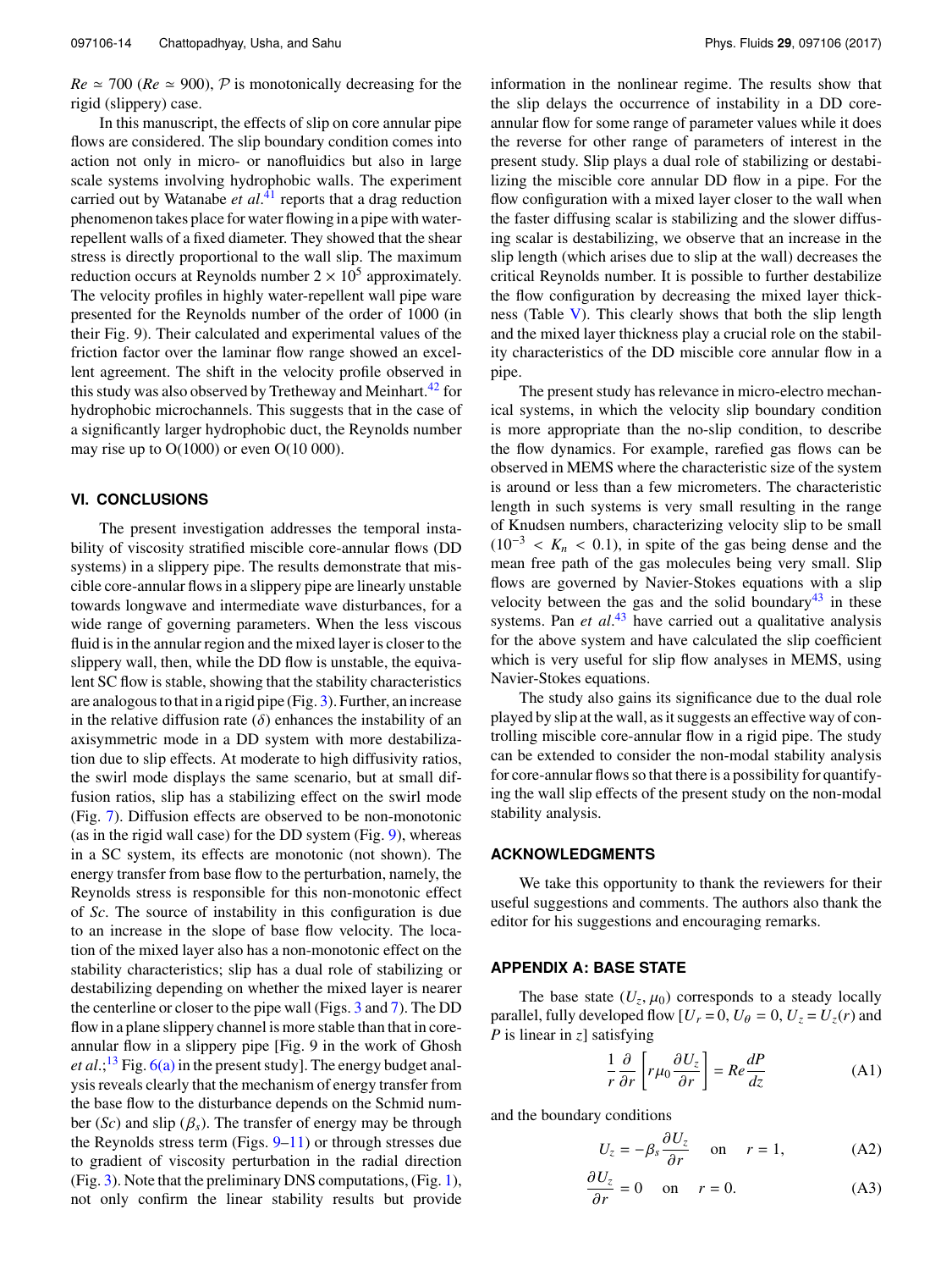$Re \simeq 700$ ($Re \simeq 900$), $\mathcal{P}$ is monotonically decreasing for the rigid (slippery) case.

In this manuscript, the effects of slip on core annular pipe flows are considered. The slip boundary condition comes into action not only in micro- or nanofluidics but also in large scale systems involving hydrophobic walls. The experiment carried out by Watanabe *et al.*[41] reports that a drag reduction phenomenon takes place for water flowing in a pipe with water-repellent walls of a fixed diameter. They showed that the shear stress is directly proportional to the wall slip. The maximum reduction occurs at Reynolds number $2 \times 10^5$ approximately. The velocity profiles in highly water-repellent wall pipe ware presented for the Reynolds number of the order of 1000 (in their Fig. 9). Their calculated and experimental values of the friction factor over the laminar flow range showed an excellent agreement. The shift in the velocity profile observed in this study was also observed by Tretheway and Meinhart.[42] for hydrophobic microchannels. This suggests that in the case of a significantly larger hydrophobic duct, the Reynolds number may rise up to O(1000) or even O(10 000).

## VI. CONCLUSIONS

The present investigation addresses the temporal instability of viscosity stratified miscible core-annular flows (DD systems) in a slippery pipe. The results demonstrate that miscible core-annular flows in a slippery pipe are linearly unstable towards longwave and intermediate wave disturbances, for a wide range of governing parameters. When the less viscous fluid is in the annular region and the mixed layer is closer to the slippery wall, then, while the DD flow is unstable, the equivalent SC flow is stable, showing that the stability characteristics are analogous to that in a rigid pipe (Fig. 3). Further, an increase in the relative diffusion rate ($\delta$) enhances the instability of an axisymmetric mode in a DD system with more destabilization due to slip effects. At moderate to high diffusivity ratios, the swirl mode displays the same scenario, but at small diffusion ratios, slip has a stabilizing effect on the swirl mode (Fig. 7). Diffusion effects are observed to be non-monotonic (as in the rigid wall case) for the DD system (Fig. 9), whereas in a SC system, its effects are monotonic (not shown). The energy transfer from base flow to the perturbation, namely, the Reynolds stress is responsible for this non-monotonic effect of $Sc$. The source of instability in this configuration is due to an increase in the slope of base flow velocity. The location of the mixed layer also has a non-monotonic effect on the stability characteristics; slip has a dual role of stabilizing or destabilizing depending on whether the mixed layer is nearer the centerline or closer to the pipe wall (Figs. 3 and 7). The DD flow in a plane slippery channel is more stable than that in core-annular flow in a slippery pipe [Fig. 9 in the work of Ghosh *et al.*;[13] Fig. 6(a) in the present study]. The energy budget analysis reveals clearly that the mechanism of energy transfer from the base flow to the disturbance depends on the Schmid number ($Sc$) and slip ($\beta_s$). The transfer of energy may be through the Reynolds stress term (Figs. 9–11) or through stresses due to gradient of viscosity perturbation in the radial direction (Fig. 3). Note that the preliminary DNS computations, (Fig. 1), not only confirm the linear stability results but provide information in the nonlinear regime. The results show that the slip delays the occurrence of instability in a DD core-annular flow for some range of parameter values while it does the reverse for other range of parameters of interest in the present study. Slip plays a dual role of stabilizing or destabilizing the miscible core annular DD flow in a pipe. For the flow configuration with a mixed layer closer to the wall when the faster diffusing scalar is stabilizing and the slower diffusing scalar is destabilizing, we observe that an increase in the slip length (which arises due to slip at the wall) decreases the critical Reynolds number. It is possible to further destabilize the flow configuration by decreasing the mixed layer thickness (Table V). This clearly shows that both the slip length and the mixed layer thickness play a crucial role on the stability characteristics of the DD miscible core annular flow in a pipe.

The present study has relevance in micro-electro mechanical systems, in which the velocity slip boundary condition is more appropriate than the no-slip condition, to describe the flow dynamics. For example, rarefied gas flows can be observed in MEMS where the characteristic size of the system is around or less than a few micrometers. The characteristic length in such systems is very small resulting in the range of Knudsen numbers, characterizing velocity slip to be small ($10^{-3} < K_n < 0.1$), in spite of the gas being dense and the mean free path of the gas molecules being very small. Slip flows are governed by Navier-Stokes equations with a slip velocity between the gas and the solid boundary[43] in these systems. Pan *et al.*[43] have carried out a qualitative analysis for the above system and have calculated the slip coefficient which is very useful for slip flow analyses in MEMS, using Navier-Stokes equations.

The study also gains its significance due to the dual role played by slip at the wall, as it suggests an effective way of controlling miscible core-annular flow in a rigid pipe. The study can be extended to consider the non-modal stability analysis for core-annular flows so that there is a possibility for quantifying the wall slip effects of the present study on the non-modal stability analysis.

## ACKNOWLEDGMENTS

We take this opportunity to thank the reviewers for their useful suggestions and comments. The authors also thank the editor for his suggestions and encouraging remarks.

## APPENDIX A: BASE STATE

The base state ($U_z, \mu_0$) corresponds to a steady locally parallel, fully developed flow [$U_r = 0, U_\theta = 0, U_z = U_z(r)$ and $P$ is linear in $z$] satisfying

$$\frac{1}{r}\frac{\partial}{\partial r}\left[r\mu_0\frac{\partial U_z}{\partial r}\right] = Re\frac{dP}{dz} \tag{A1}$$

and the boundary conditions

$$U_z = -\beta_s\frac{\partial U_z}{\partial r} \quad \text{on} \quad r = 1, \tag{A2}$$

$$\frac{\partial U_z}{\partial r} = 0 \quad \text{on} \quad r = 0. \tag{A3}$$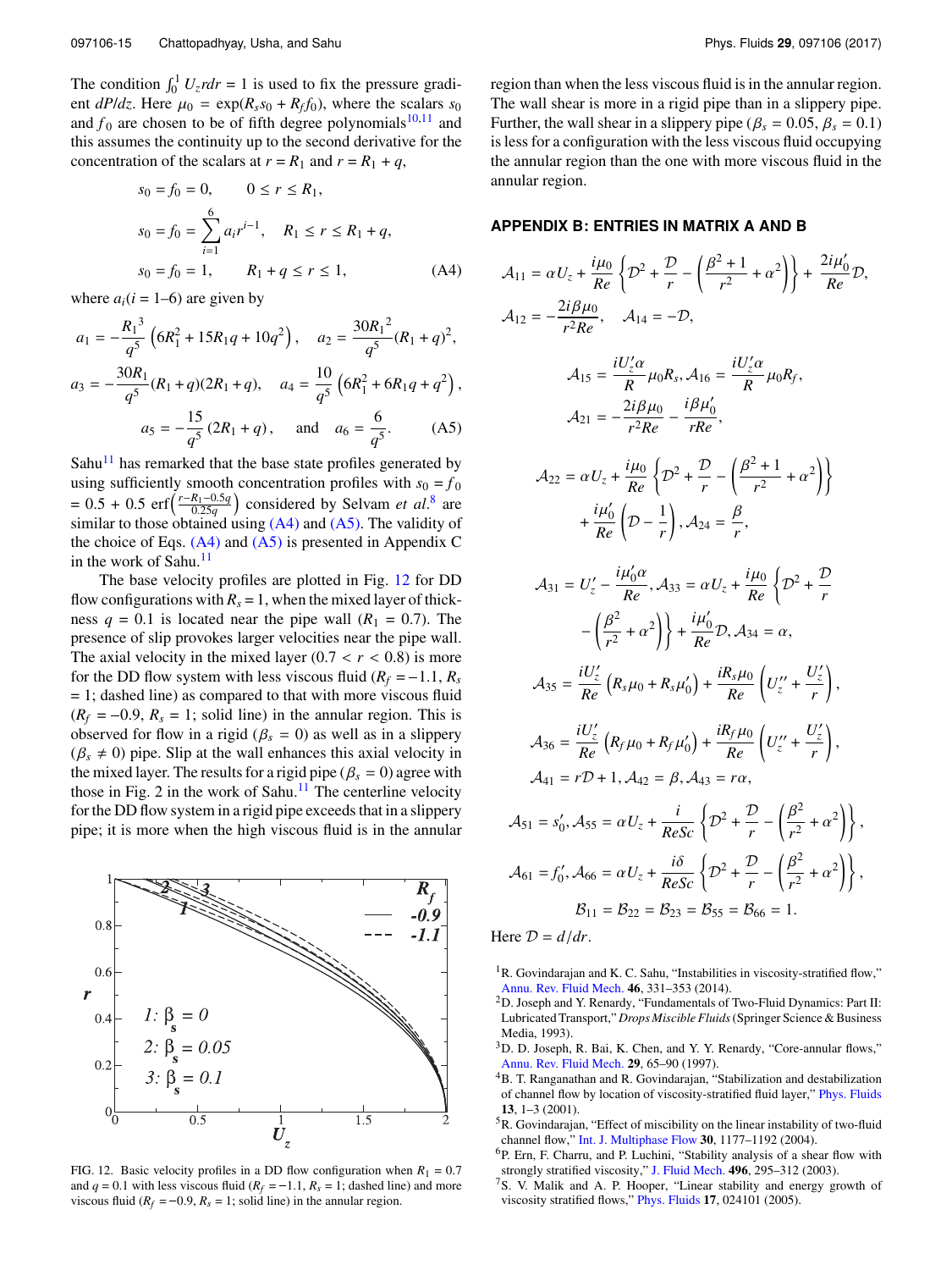The condition $\int_0^1 U_z r dr = 1$ is used to fix the pressure gradient $dP/dz$. Here $\mu_0 = \exp(R_s s_0 + R_f f_0)$, where the scalars $s_0$ and $f_0$ are chosen to be of fifth degree polynomials[10,11] and this assumes the continuity up to the second derivative for the concentration of the scalars at $r = R_1$ and $r = R_1 + q$,

$$
\begin{aligned}
s_0 &= f_0 = 0, \qquad 0 \le r \le R_1, \\
s_0 &= f_0 = \sum_{i=1}^{6} a_i r^{i-1}, \quad R_1 \le r \le R_1 + q, \\
s_0 &= f_0 = 1, \qquad R_1 + q \le r \le 1,
\end{aligned}
\tag{A4}
$$

where $a_i (i = 1\text{–}6)$ are given by

$$
\begin{aligned}
a_1 &= -\frac{R_1{}^3}{q^5}\left(6R_1^2 + 15R_1 q + 10q^2\right), \quad a_2 = \frac{30R_1{}^2}{q^5}(R_1 + q)^2, \\
a_3 &= -\frac{30R_1}{q^5}(R_1 + q)(2R_1 + q), \quad a_4 = \frac{10}{q^5}\left(6R_1^2 + 6R_1 q + q^2\right), \\
a_5 &= -\frac{15}{q^5}(2R_1 + q), \quad \text{and} \quad a_6 = \frac{6}{q^5}.
\end{aligned}
\tag{A5}
$$

Sahu[11] has remarked that the base state profiles generated by using sufficiently smooth concentration profiles with $s_0 = f_0 = 0.5 + 0.5\,\mathrm{erf}\left(\frac{r - R_1 - 0.5q}{0.25q}\right)$ considered by Selvam *et al.*[8] are similar to those obtained using (A4) and (A5). The validity of the choice of Eqs. (A4) and (A5) is presented in Appendix C in the work of Sahu.[11]

The base velocity profiles are plotted in Fig. 12 for DD flow configurations with $R_s = 1$, when the mixed layer of thickness $q = 0.1$ is located near the pipe wall ($R_1 = 0.7$). The presence of slip provokes larger velocities near the pipe wall. The axial velocity in the mixed layer ($0.7 < r < 0.8$) is more for the DD flow system with less viscous fluid ($R_f = -1.1$, $R_s = 1$; dashed line) as compared to that with more viscous fluid ($R_f = -0.9$, $R_s = 1$; solid line) in the annular region. This is observed for flow in a rigid ($\beta_s = 0$) as well as in a slippery ($\beta_s \neq 0$) pipe. Slip at the wall enhances this axial velocity in the mixed layer. The results for a rigid pipe ($\beta_s = 0$) agree with those in Fig. 2 in the work of Sahu.[11] The centerline velocity for the DD flow system in a rigid pipe exceeds that in a slippery pipe; it is more when the high viscous fluid is in the annular region than when the less viscous fluid is in the annular region. The wall shear is more in a rigid pipe than in a slippery pipe. Further, the wall shear in a slippery pipe ($\beta_s = 0.05$, $\beta_s = 0.1$) is less for a configuration with the less viscous fluid occupying the annular region than the one with more viscous fluid in the annular region.

FIG. 12. Basic velocity profiles in a DD flow configuration when $R_1 = 0.7$ and $q = 0.1$ with less viscous fluid ($R_f = -1.1$, $R_s = 1$; dashed line) and more viscous fluid ($R_f = -0.9$, $R_s = 1$; solid line) in the annular region.

## APPENDIX B: ENTRIES IN MATRIX A AND B

$$
\mathcal{A}_{11} = \alpha U_z + \frac{i\mu_0}{Re}\left\{\mathcal{D}^2 + \frac{\mathcal{D}}{r} - \left(\frac{\beta^2 + 1}{r^2} + \alpha^2\right)\right\} + \frac{2i\mu_0'}{Re}\mathcal{D},
$$

$$
\mathcal{A}_{12} = -\frac{2i\beta\mu_0}{r^2 Re}, \quad \mathcal{A}_{14} = -\mathcal{D},
$$

$$
\mathcal{A}_{15} = \frac{iU_z'\alpha}{R}\mu_0 R_s, \mathcal{A}_{16} = \frac{iU_z'\alpha}{R}\mu_0 R_f,
$$

$$
\mathcal{A}_{21} = -\frac{2i\beta\mu_0}{r^2 Re} - \frac{i\beta\mu_0'}{rRe},
$$

$$
\mathcal{A}_{22} = \alpha U_z + \frac{i\mu_0}{Re}\left\{\mathcal{D}^2 + \frac{\mathcal{D}}{r} - \left(\frac{\beta^2 + 1}{r^2} + \alpha^2\right)\right\} + \frac{i\mu_0'}{Re}\left(\mathcal{D} - \frac{1}{r}\right), \mathcal{A}_{24} = \frac{\beta}{r},
$$

$$
\mathcal{A}_{31} = U_z' - \frac{i\mu_0'\alpha}{Re}, \mathcal{A}_{33} = \alpha U_z + \frac{i\mu_0}{Re}\left\{\mathcal{D}^2 + \frac{\mathcal{D}}{r} - \left(\frac{\beta^2}{r^2} + \alpha^2\right)\right\} + \frac{i\mu_0'}{Re}\mathcal{D}, \mathcal{A}_{34} = \alpha,
$$

$$
\mathcal{A}_{35} = \frac{iU_z'}{Re}\left(R_s\mu_0 + R_s\mu_0'\right) + \frac{iR_s\mu_0}{Re}\left(U_z'' + \frac{U_z'}{r}\right),
$$

$$
\mathcal{A}_{36} = \frac{iU_z'}{Re}\left(R_f\mu_0 + R_f\mu_0'\right) + \frac{iR_f\mu_0}{Re}\left(U_z'' + \frac{U_z'}{r}\right),
$$

$$
\mathcal{A}_{41} = r\mathcal{D} + 1, \mathcal{A}_{42} = \beta, \mathcal{A}_{43} = r\alpha,
$$

$$
\mathcal{A}_{51} = s_0', \mathcal{A}_{55} = \alpha U_z + \frac{i}{ReSc}\left\{\mathcal{D}^2 + \frac{\mathcal{D}}{r} - \left(\frac{\beta^2}{r^2} + \alpha^2\right)\right\},
$$

$$
\mathcal{A}_{61} = f_0', \mathcal{A}_{66} = \alpha U_z + \frac{i\delta}{ReSc}\left\{\mathcal{D}^2 + \frac{\mathcal{D}}{r} - \left(\frac{\beta^2}{r^2} + \alpha^2\right)\right\},
$$

$$
\mathcal{B}_{11} = \mathcal{B}_{22} = \mathcal{B}_{23} = \mathcal{B}_{55} = \mathcal{B}_{66} = 1.
$$

Here $\mathcal{D} = d/dr$.

[1] R. Govindarajan and K. C. Sahu, "Instabilities in viscosity-stratified flow," Annu. Rev. Fluid Mech. **46**, 331–353 (2014).

[2] D. Joseph and Y. Renardy, "Fundamentals of Two-Fluid Dynamics: Part II: Lubricated Transport," *Drops Miscible Fluids* (Springer Science & Business Media, 1993).

[3] D. D. Joseph, R. Bai, K. Chen, and Y. Y. Renardy, "Core-annular flows," Annu. Rev. Fluid Mech. **29**, 65–90 (1997).

[4] B. T. Ranganathan and R. Govindarajan, "Stabilization and destabilization of channel flow by location of viscosity-stratified fluid layer," Phys. Fluids **13**, 1–3 (2001).

[5] R. Govindarajan, "Effect of miscibility on the linear instability of two-fluid channel flow," Int. J. Multiphase Flow **30**, 1177–1192 (2004).

[6] P. Ern, F. Charru, and P. Luchini, "Stability analysis of a shear flow with strongly stratified viscosity," J. Fluid Mech. **496**, 295–312 (2003).

[7] S. V. Malik and A. P. Hooper, "Linear stability and energy growth of viscosity stratified flows," Phys. Fluids **17**, 024101 (2005).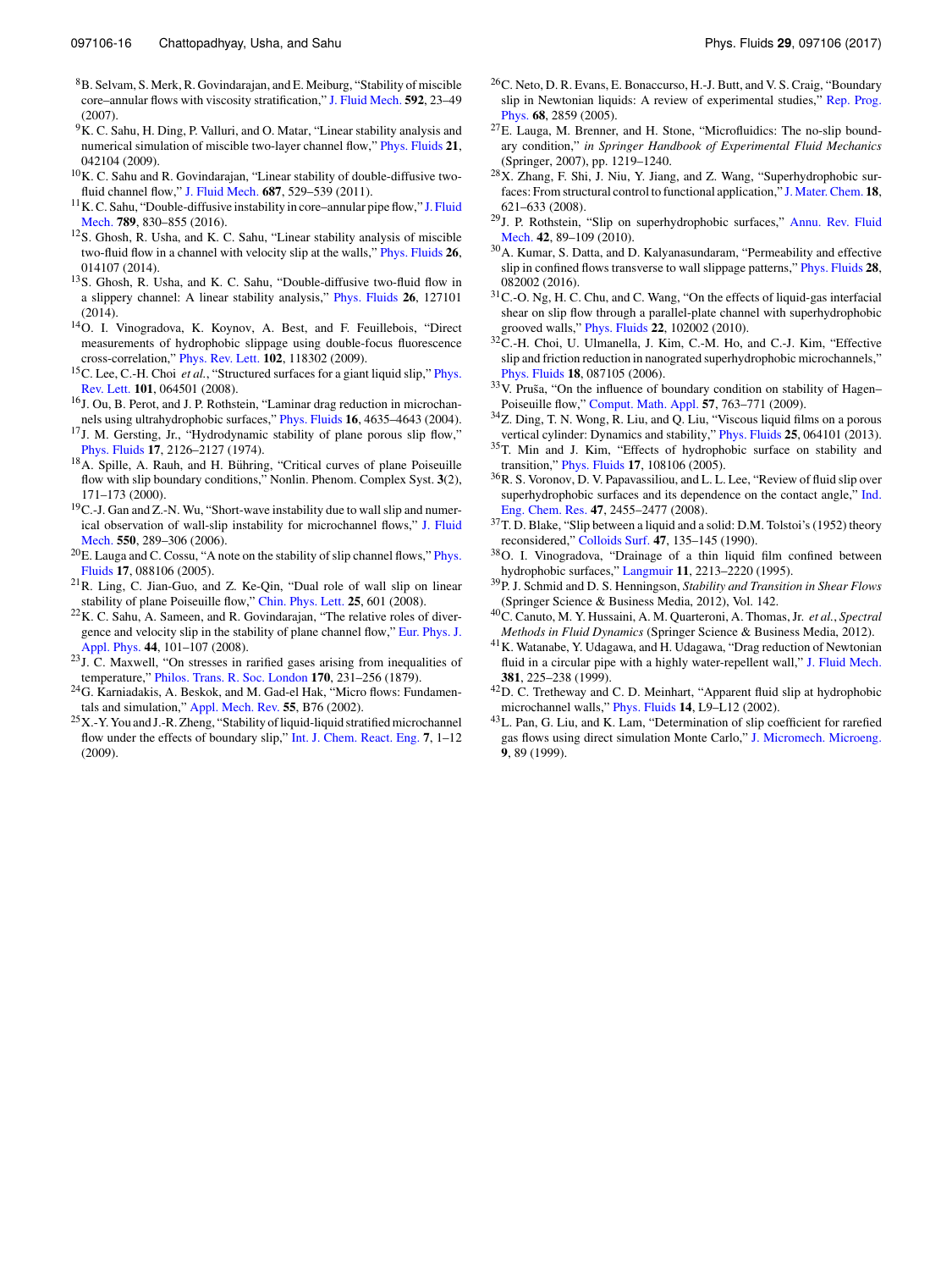[8] B. Selvam, S. Merk, R. Govindarajan, and E. Meiburg, "Stability of miscible core–annular flows with viscosity stratification," J. Fluid Mech. **592**, 23–49 (2007).

[9] K. C. Sahu, H. Ding, P. Valluri, and O. Matar, "Linear stability analysis and numerical simulation of miscible two-layer channel flow," Phys. Fluids **21**, 042104 (2009).

[10] K. C. Sahu and R. Govindarajan, "Linear stability of double-diffusive two-fluid channel flow," J. Fluid Mech. **687**, 529–539 (2011).

[11] K. C. Sahu, "Double-diffusive instability in core–annular pipe flow," J. Fluid Mech. **789**, 830–855 (2016).

[12] S. Ghosh, R. Usha, and K. C. Sahu, "Linear stability analysis of miscible two-fluid flow in a channel with velocity slip at the walls," Phys. Fluids **26**, 014107 (2014).

[13] S. Ghosh, R. Usha, and K. C. Sahu, "Double-diffusive two-fluid flow in a slippery channel: A linear stability analysis," Phys. Fluids **26**, 127101 (2014).

[14] O. I. Vinogradova, K. Koynov, A. Best, and F. Feuillebois, "Direct measurements of hydrophobic slippage using double-focus fluorescence cross-correlation," Phys. Rev. Lett. **102**, 118302 (2009).

[15] C. Lee, C.-H. Choi *et al.*, "Structured surfaces for a giant liquid slip," Phys. Rev. Lett. **101**, 064501 (2008).

[16] J. Ou, B. Perot, and J. P. Rothstein, "Laminar drag reduction in microchannels using ultrahydrophobic surfaces," Phys. Fluids **16**, 4635–4643 (2004).

[17] J. M. Gersting, Jr., "Hydrodynamic stability of plane porous slip flow," Phys. Fluids **17**, 2126–2127 (1974).

[18] A. Spille, A. Rauh, and H. Bühring, "Critical curves of plane Poiseuille flow with slip boundary conditions," Nonlin. Phenom. Complex Syst. **3**(2), 171–173 (2000).

[19] C.-J. Gan and Z.-N. Wu, "Short-wave instability due to wall slip and numerical observation of wall-slip instability for microchannel flows," J. Fluid Mech. **550**, 289–306 (2006).

[20] E. Lauga and C. Cossu, "A note on the stability of slip channel flows," Phys. Fluids **17**, 088106 (2005).

[21] R. Ling, C. Jian-Guo, and Z. Ke-Qin, "Dual role of wall slip on linear stability of plane Poiseuille flow," Chin. Phys. Lett. **25**, 601 (2008).

[22] K. C. Sahu, A. Sameen, and R. Govindarajan, "The relative roles of divergence and velocity slip in the stability of plane channel flow," Eur. Phys. J. Appl. Phys. **44**, 101–107 (2008).

[23] J. C. Maxwell, "On stresses in rarified gases arising from inequalities of temperature," Philos. Trans. R. Soc. London **170**, 231–256 (1879).

[24] G. Karniadakis, A. Beskok, and M. Gad-el Hak, "Micro flows: Fundamentals and simulation," Appl. Mech. Rev. **55**, B76 (2002).

[25] X.-Y. You and J.-R. Zheng, "Stability of liquid-liquid stratified microchannel flow under the effects of boundary slip," Int. J. Chem. React. Eng. **7**, 1–12 (2009).

[26] C. Neto, D. R. Evans, E. Bonaccurso, H.-J. Butt, and V. S. Craig, "Boundary slip in Newtonian liquids: A review of experimental studies," Rep. Prog. Phys. **68**, 2859 (2005).

[27] E. Lauga, M. Brenner, and H. Stone, "Microfluidics: The no-slip boundary condition," *in Springer Handbook of Experimental Fluid Mechanics* (Springer, 2007), pp. 1219–1240.

[28] X. Zhang, F. Shi, J. Niu, Y. Jiang, and Z. Wang, "Superhydrophobic surfaces: From structural control to functional application," J. Mater. Chem. **18**, 621–633 (2008).

[29] J. P. Rothstein, "Slip on superhydrophobic surfaces," Annu. Rev. Fluid Mech. **42**, 89–109 (2010).

[30] A. Kumar, S. Datta, and D. Kalyanasundaram, "Permeability and effective slip in confined flows transverse to wall slippage patterns," Phys. Fluids **28**, 082002 (2016).

[31] C.-O. Ng, H. C. Chu, and C. Wang, "On the effects of liquid-gas interfacial shear on slip flow through a parallel-plate channel with superhydrophobic grooved walls," Phys. Fluids **22**, 102002 (2010).

[32] C.-H. Choi, U. Ulmanella, J. Kim, C.-M. Ho, and C.-J. Kim, "Effective slip and friction reduction in nanograted superhydrophobic microchannels," Phys. Fluids **18**, 087105 (2006).

[33] V. Pruša, "On the influence of boundary condition on stability of Hagen–Poiseuille flow," Comput. Math. Appl. **57**, 763–771 (2009).

[34] Z. Ding, T. N. Wong, R. Liu, and Q. Liu, "Viscous liquid films on a porous vertical cylinder: Dynamics and stability," Phys. Fluids **25**, 064101 (2013).

[35] T. Min and J. Kim, "Effects of hydrophobic surface on stability and transition," Phys. Fluids **17**, 108106 (2005).

[36] R. S. Voronov, D. V. Papavassiliou, and L. L. Lee, "Review of fluid slip over superhydrophobic surfaces and its dependence on the contact angle," Ind. Eng. Chem. Res. **47**, 2455–2477 (2008).

[37] T. D. Blake, "Slip between a liquid and a solid: D.M. Tolstoi's (1952) theory reconsidered," Colloids Surf. **47**, 135–145 (1990).

[38] O. I. Vinogradova, "Drainage of a thin liquid film confined between hydrophobic surfaces," Langmuir **11**, 2213–2220 (1995).

[39] P. J. Schmid and D. S. Henningson, *Stability and Transition in Shear Flows* (Springer Science & Business Media, 2012), Vol. 142.

[40] C. Canuto, M. Y. Hussaini, A. M. Quarteroni, A. Thomas, Jr. *et al.*, *Spectral Methods in Fluid Dynamics* (Springer Science & Business Media, 2012).

[41] K. Watanabe, Y. Udagawa, and H. Udagawa, "Drag reduction of Newtonian fluid in a circular pipe with a highly water-repellent wall," J. Fluid Mech. **381**, 225–238 (1999).

[42] D. C. Tretheway and C. D. Meinhart, "Apparent fluid slip at hydrophobic microchannel walls," Phys. Fluids **14**, L9–L12 (2002).

[43] L. Pan, G. Liu, and K. Lam, "Determination of slip coefficient for rarefied gas flows using direct simulation Monte Carlo," J. Micromech. Microeng. **9**, 89 (1999).